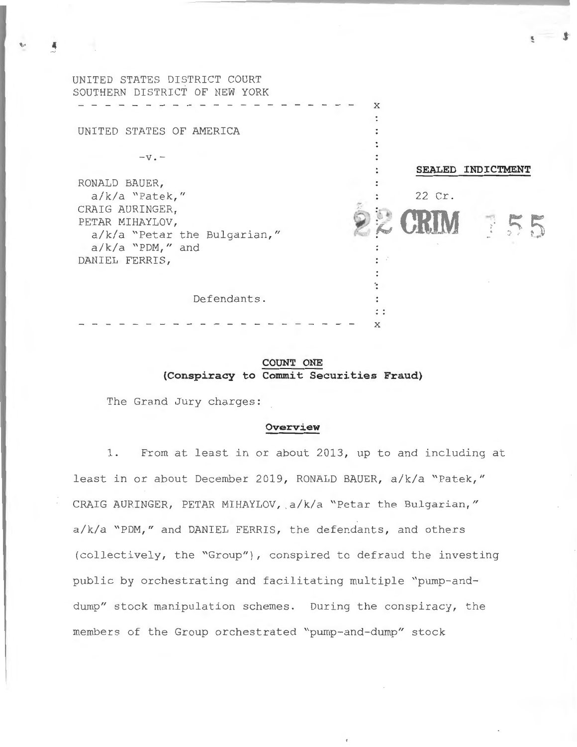UNITED STATES DISTRICT COURT
SOUTHERN DISTRICT OF NEW YORK

- - - - - - - - - - - - - - - - - - - - - - x

UNITED STATES OF AMERICA

-v.-

RONALD BAUER,
a/k/a "Patek,"
CRAIG AURINGER,
PETAR MIHAYLOV,
a/k/a "Petar the Bulgarian,"
a/k/a "PDM," and
DANIEL FERRIS,

Defendants.

- - - - - - - - - - - - - - - - - - - - - - x

**SEALED INDICTMENT**

22 Cr.

22 CRIM 155

**COUNT ONE**
**(Conspiracy to Commit Securities Fraud)**

The Grand Jury charges:

**Overview**

1. From at least in or about 2013, up to and including at least in or about December 2019, RONALD BAUER, a/k/a "Patek," CRAIG AURINGER, PETAR MIHAYLOV, a/k/a "Petar the Bulgarian," a/k/a "PDM," and DANIEL FERRIS, the defendants, and others (collectively, the "Group"), conspired to defraud the investing public by orchestrating and facilitating multiple "pump-and-dump" stock manipulation schemes. During the conspiracy, the members of the Group orchestrated "pump-and-dump" stock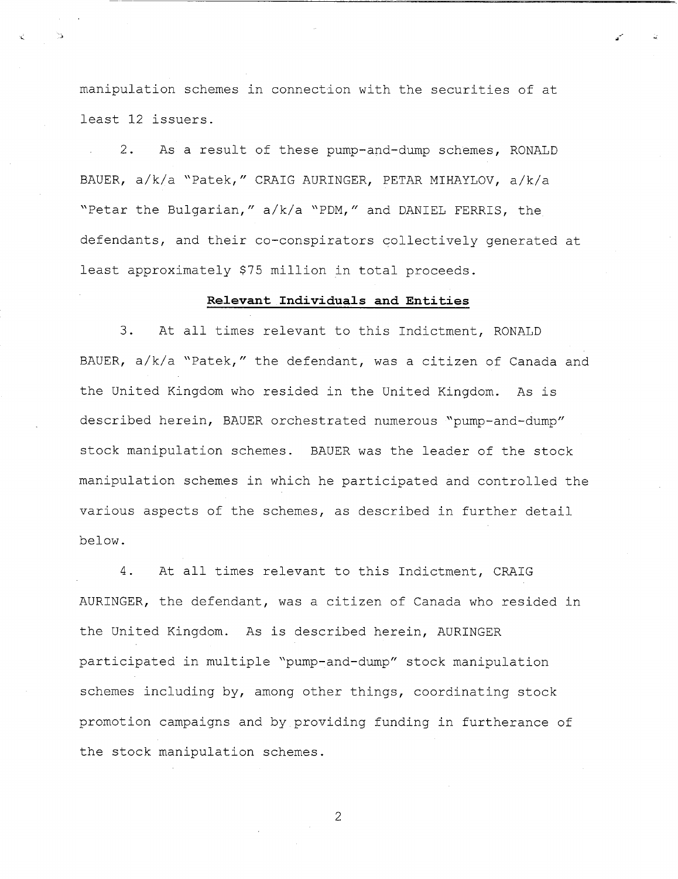manipulation schemes in connection with the securities of at least 12 issuers.

2. As a result of these pump-and-dump schemes, RONALD BAUER, a/k/a "Patek," CRAIG AURINGER, PETAR MIHAYLOV, a/k/a "Petar the Bulgarian," a/k/a "PDM," and DANIEL FERRIS, the defendants, and their co-conspirators collectively generated at least approximately $75 million in total proceeds.

**Relevant Individuals and Entities**

3. At all times relevant to this Indictment, RONALD BAUER, a/k/a "Patek," the defendant, was a citizen of Canada and the United Kingdom who resided in the United Kingdom. As is described herein, BAUER orchestrated numerous "pump-and-dump" stock manipulation schemes. BAUER was the leader of the stock manipulation schemes in which he participated and controlled the various aspects of the schemes, as described in further detail below.

4. At all times relevant to this Indictment, CRAIG AURINGER, the defendant, was a citizen of Canada who resided in the United Kingdom. As is described herein, AURINGER participated in multiple "pump-and-dump" stock manipulation schemes including by, among other things, coordinating stock promotion campaigns and by providing funding in furtherance of the stock manipulation schemes.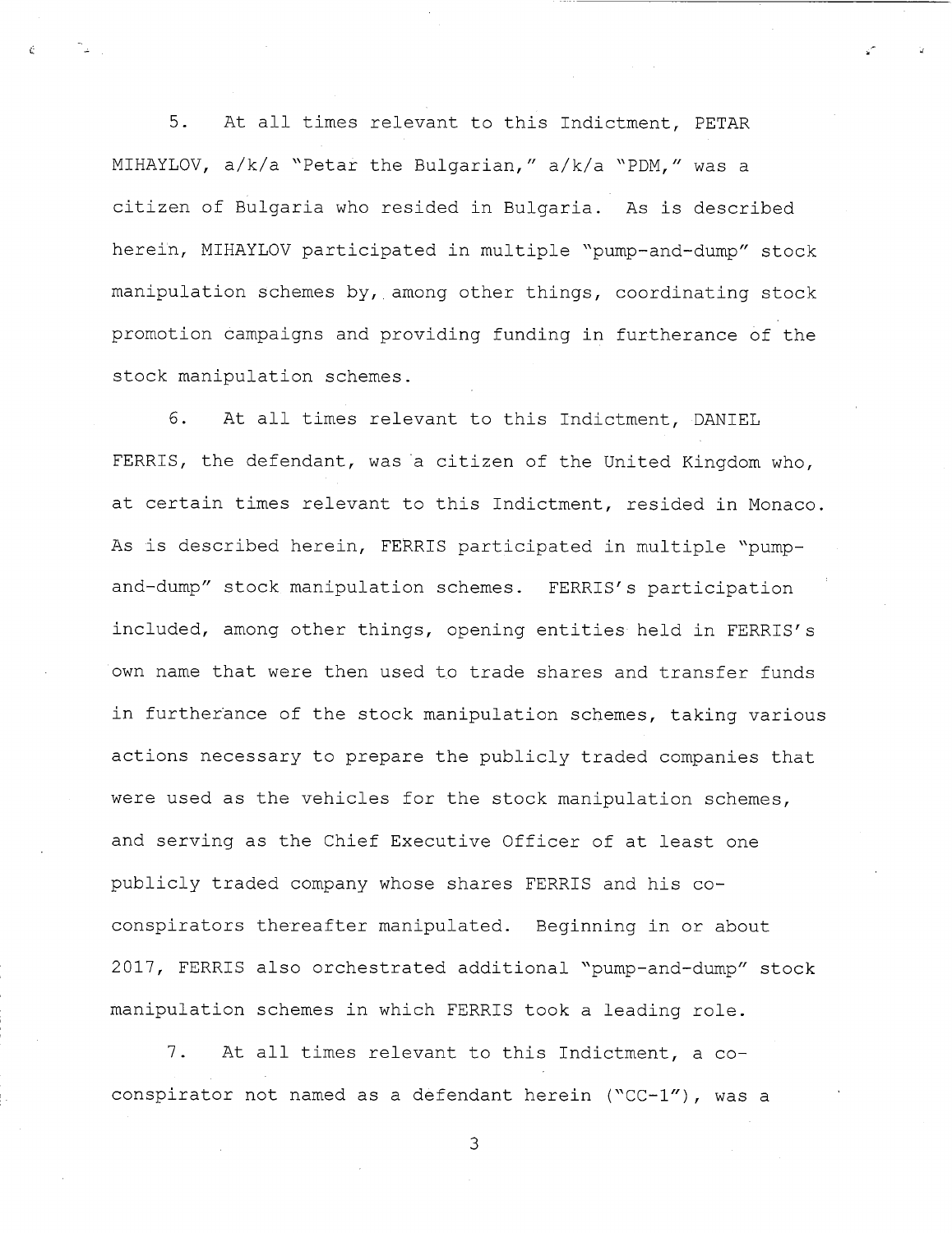5. At all times relevant to this Indictment, PETAR MIHAYLOV, a/k/a "Petar the Bulgarian," a/k/a "PDM," was a citizen of Bulgaria who resided in Bulgaria. As is described herein, MIHAYLOV participated in multiple "pump-and-dump" stock manipulation schemes by, among other things, coordinating stock promotion campaigns and providing funding in furtherance of the stock manipulation schemes.

6. At all times relevant to this Indictment, DANIEL FERRIS, the defendant, was a citizen of the United Kingdom who, at certain times relevant to this Indictment, resided in Monaco. As is described herein, FERRIS participated in multiple "pump-and-dump" stock manipulation schemes. FERRIS's participation included, among other things, opening entities held in FERRIS's own name that were then used to trade shares and transfer funds in furtherance of the stock manipulation schemes, taking various actions necessary to prepare the publicly traded companies that were used as the vehicles for the stock manipulation schemes, and serving as the Chief Executive Officer of at least one publicly traded company whose shares FERRIS and his co-conspirators thereafter manipulated. Beginning in or about 2017, FERRIS also orchestrated additional "pump-and-dump" stock manipulation schemes in which FERRIS took a leading role.

7. At all times relevant to this Indictment, a co-conspirator not named as a defendant herein ("CC-1"), was a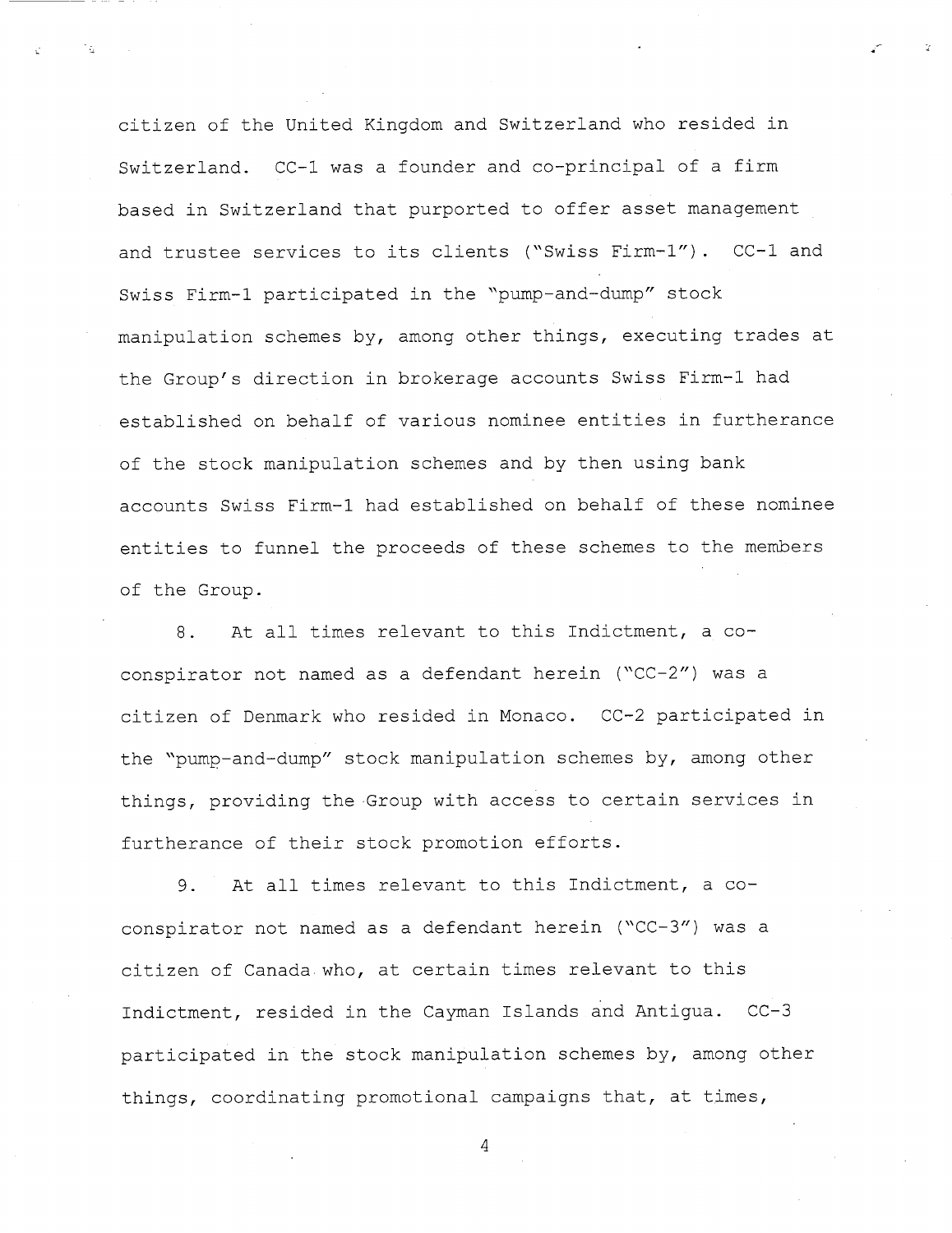citizen of the United Kingdom and Switzerland who resided in Switzerland. CC-1 was a founder and co-principal of a firm based in Switzerland that purported to offer asset management and trustee services to its clients ("Swiss Firm-1"). CC-1 and Swiss Firm-1 participated in the "pump-and-dump" stock manipulation schemes by, among other things, executing trades at the Group's direction in brokerage accounts Swiss Firm-1 had established on behalf of various nominee entities in furtherance of the stock manipulation schemes and by then using bank accounts Swiss Firm-1 had established on behalf of these nominee entities to funnel the proceeds of these schemes to the members of the Group.

8. At all times relevant to this Indictment, a co-conspirator not named as a defendant herein ("CC-2") was a citizen of Denmark who resided in Monaco. CC-2 participated in the "pump-and-dump" stock manipulation schemes by, among other things, providing the Group with access to certain services in furtherance of their stock promotion efforts.

9. At all times relevant to this Indictment, a co-conspirator not named as a defendant herein ("CC-3") was a citizen of Canada who, at certain times relevant to this Indictment, resided in the Cayman Islands and Antigua. CC-3 participated in the stock manipulation schemes by, among other things, coordinating promotional campaigns that, at times,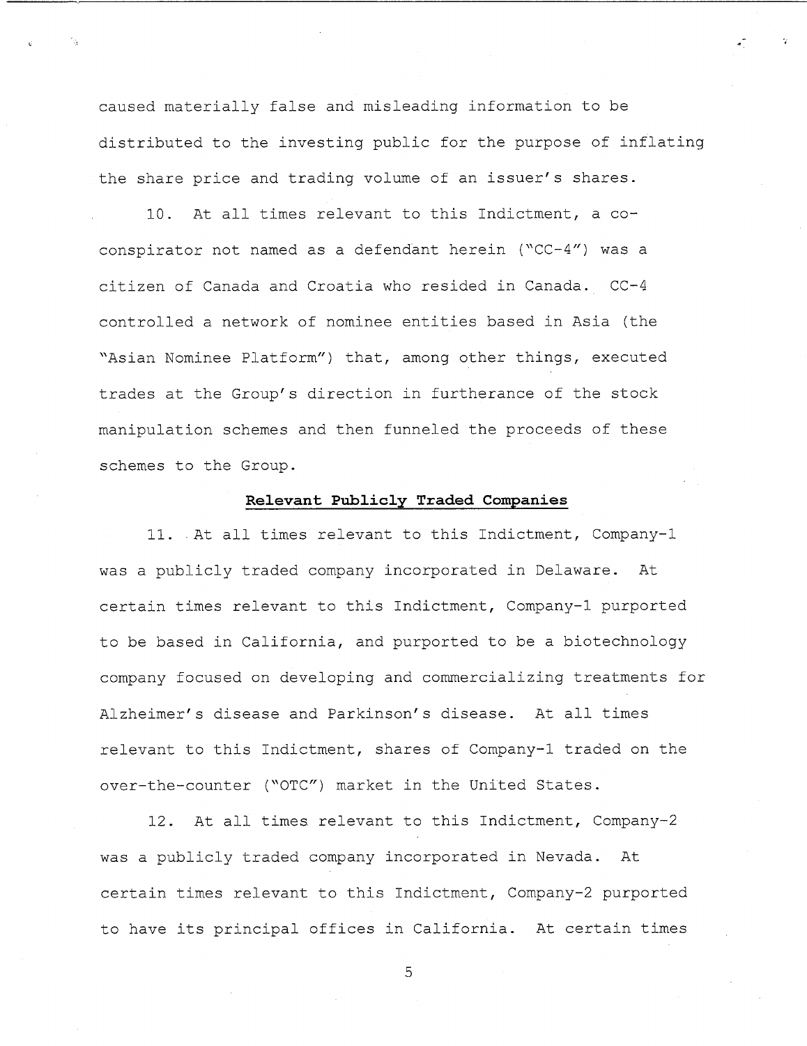caused materially false and misleading information to be distributed to the investing public for the purpose of inflating the share price and trading volume of an issuer's shares.

10. At all times relevant to this Indictment, a co-conspirator not named as a defendant herein ("CC-4") was a citizen of Canada and Croatia who resided in Canada. CC-4 controlled a network of nominee entities based in Asia (the "Asian Nominee Platform") that, among other things, executed trades at the Group's direction in furtherance of the stock manipulation schemes and then funneled the proceeds of these schemes to the Group.

## Relevant Publicly Traded Companies

11. At all times relevant to this Indictment, Company-1 was a publicly traded company incorporated in Delaware. At certain times relevant to this Indictment, Company-1 purported to be based in California, and purported to be a biotechnology company focused on developing and commercializing treatments for Alzheimer's disease and Parkinson's disease. At all times relevant to this Indictment, shares of Company-1 traded on the over-the-counter ("OTC") market in the United States.

12. At all times relevant to this Indictment, Company-2 was a publicly traded company incorporated in Nevada. At certain times relevant to this Indictment, Company-2 purported to have its principal offices in California. At certain times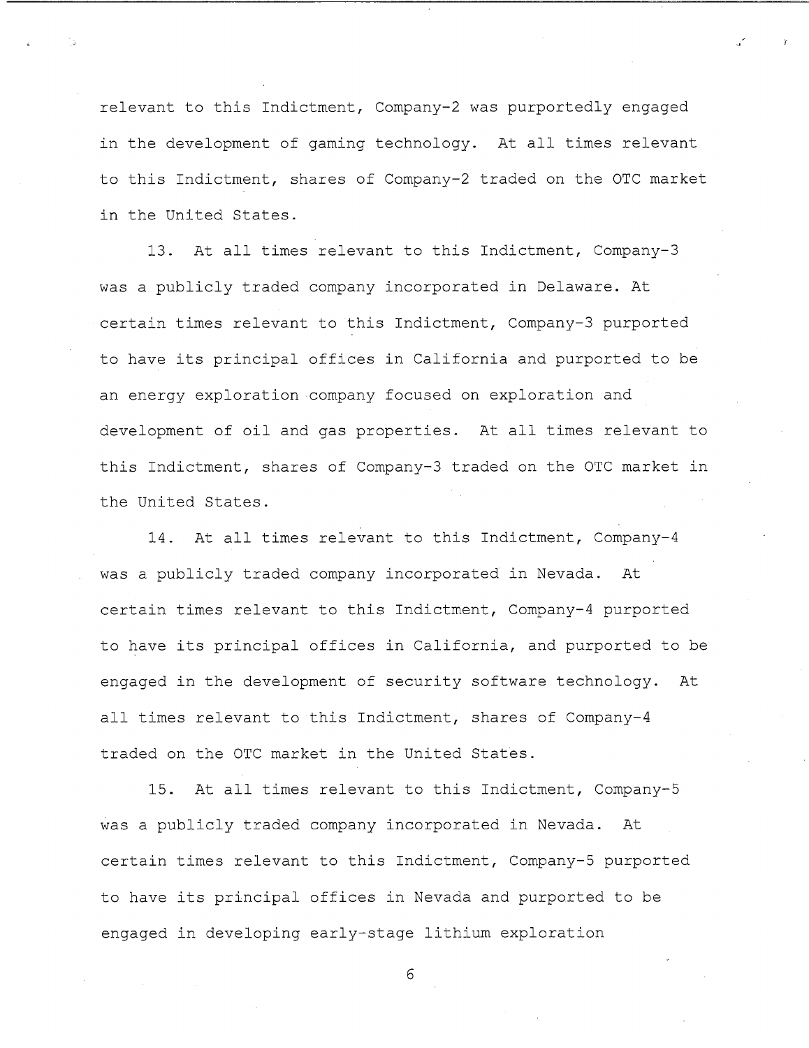relevant to this Indictment, Company-2 was purportedly engaged in the development of gaming technology. At all times relevant to this Indictment, shares of Company-2 traded on the OTC market in the United States.

13. At all times relevant to this Indictment, Company-3 was a publicly traded company incorporated in Delaware. At certain times relevant to this Indictment, Company-3 purported to have its principal offices in California and purported to be an energy exploration company focused on exploration and development of oil and gas properties. At all times relevant to this Indictment, shares of Company-3 traded on the OTC market in the United States.

14. At all times relevant to this Indictment, Company-4 was a publicly traded company incorporated in Nevada. At certain times relevant to this Indictment, Company-4 purported to have its principal offices in California, and purported to be engaged in the development of security software technology. At all times relevant to this Indictment, shares of Company-4 traded on the OTC market in the United States.

15. At all times relevant to this Indictment, Company-5 was a publicly traded company incorporated in Nevada. At certain times relevant to this Indictment, Company-5 purported to have its principal offices in Nevada and purported to be engaged in developing early-stage lithium exploration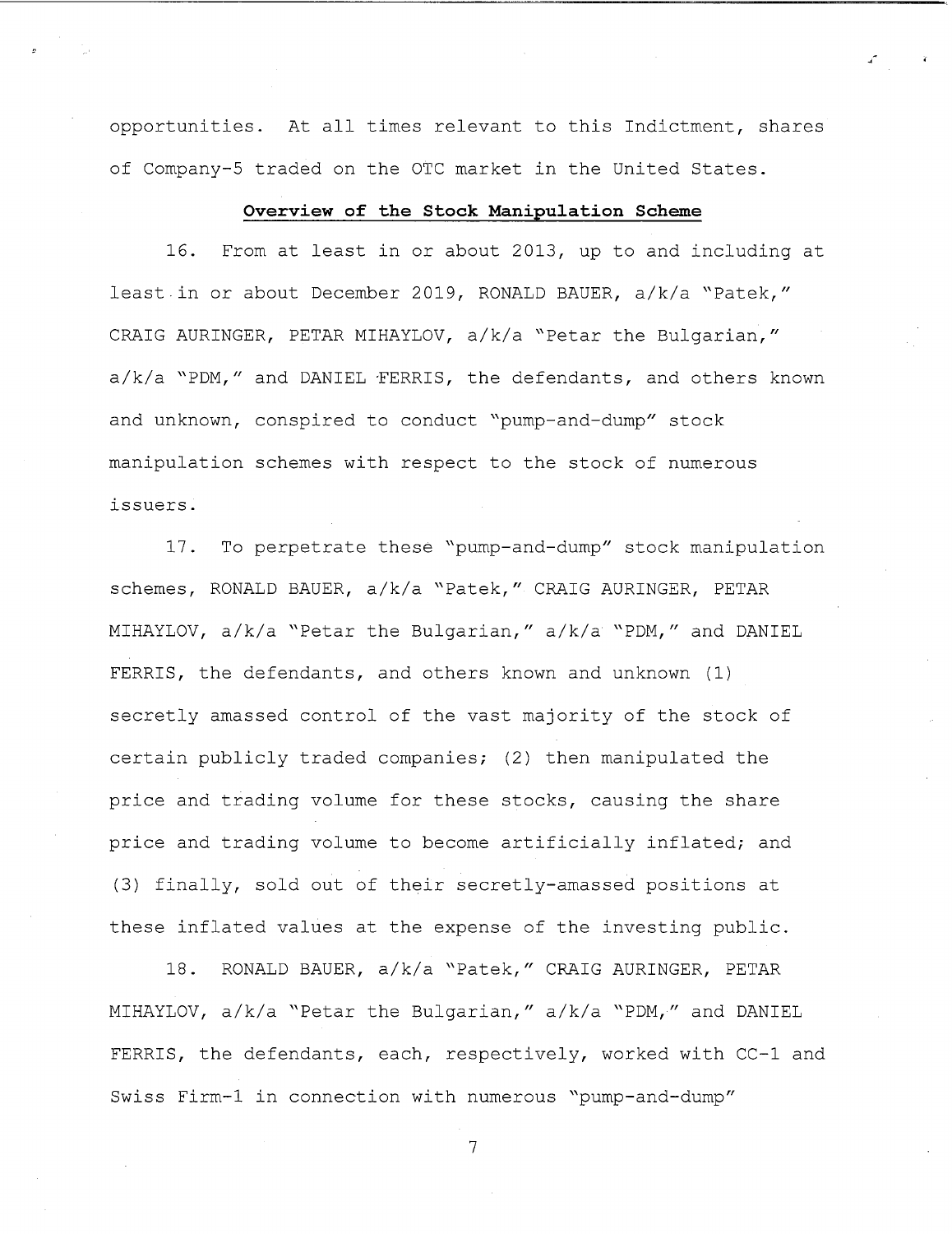opportunities. At all times relevant to this Indictment, shares of Company-5 traded on the OTC market in the United States.

**Overview of the Stock Manipulation Scheme**

16. From at least in or about 2013, up to and including at least in or about December 2019, RONALD BAUER, a/k/a "Patek," CRAIG AURINGER, PETAR MIHAYLOV, a/k/a "Petar the Bulgarian," a/k/a "PDM," and DANIEL FERRIS, the defendants, and others known and unknown, conspired to conduct "pump-and-dump" stock manipulation schemes with respect to the stock of numerous issuers.

17. To perpetrate these "pump-and-dump" stock manipulation schemes, RONALD BAUER, a/k/a "Patek," CRAIG AURINGER, PETAR MIHAYLOV, a/k/a "Petar the Bulgarian," a/k/a "PDM," and DANIEL FERRIS, the defendants, and others known and unknown (1) secretly amassed control of the vast majority of the stock of certain publicly traded companies; (2) then manipulated the price and trading volume for these stocks, causing the share price and trading volume to become artificially inflated; and (3) finally, sold out of their secretly-amassed positions at these inflated values at the expense of the investing public.

18. RONALD BAUER, a/k/a "Patek," CRAIG AURINGER, PETAR MIHAYLOV, a/k/a "Petar the Bulgarian," a/k/a "PDM," and DANIEL FERRIS, the defendants, each, respectively, worked with CC-1 and Swiss Firm-1 in connection with numerous "pump-and-dump"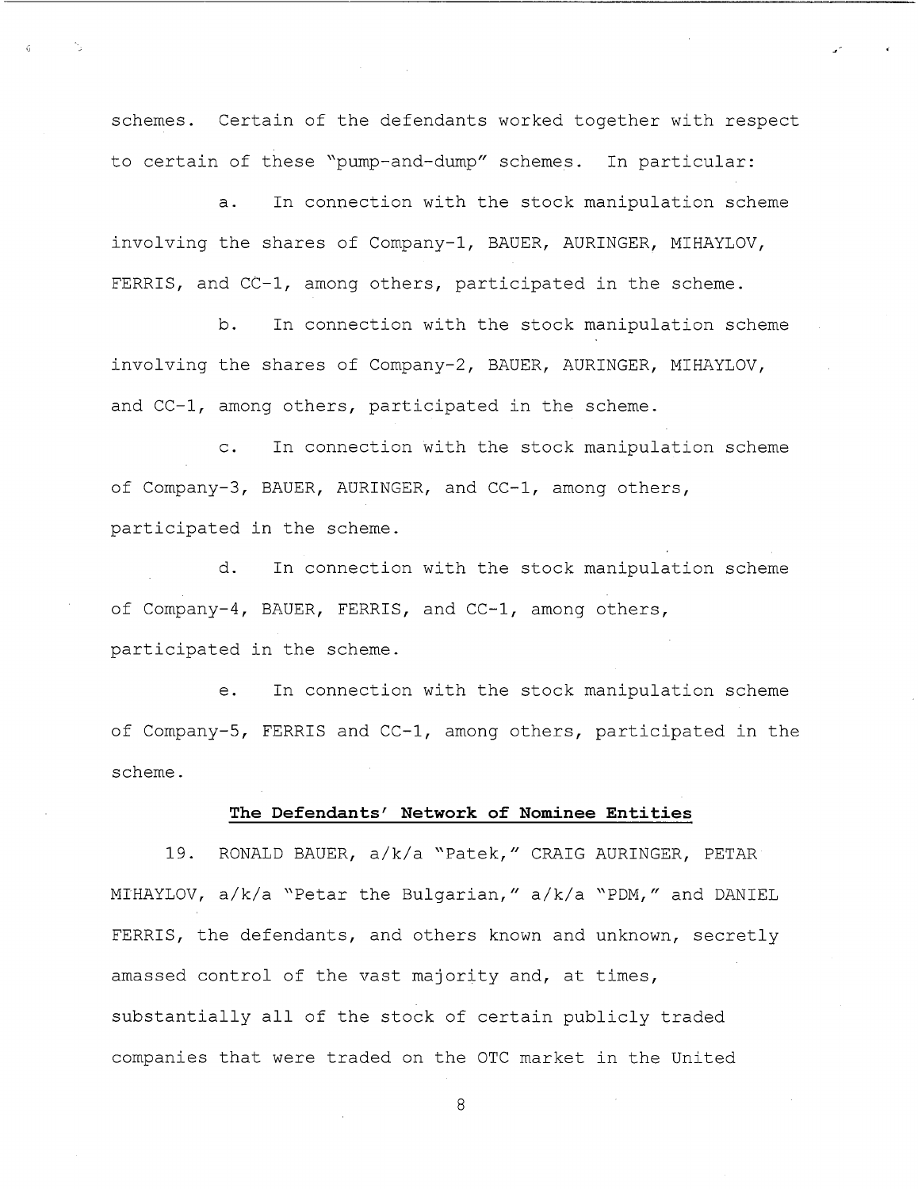schemes. Certain of the defendants worked together with respect to certain of these "pump-and-dump" schemes. In particular:

a. In connection with the stock manipulation scheme involving the shares of Company-1, BAUER, AURINGER, MIHAYLOV, FERRIS, and CC-1, among others, participated in the scheme.

b. In connection with the stock manipulation scheme involving the shares of Company-2, BAUER, AURINGER, MIHAYLOV, and CC-1, among others, participated in the scheme.

c. In connection with the stock manipulation scheme of Company-3, BAUER, AURINGER, and CC-1, among others, participated in the scheme.

d. In connection with the stock manipulation scheme of Company-4, BAUER, FERRIS, and CC-1, among others, participated in the scheme.

e. In connection with the stock manipulation scheme of Company-5, FERRIS and CC-1, among others, participated in the scheme.

**The Defendants' Network of Nominee Entities**

19. RONALD BAUER, a/k/a "Patek," CRAIG AURINGER, PETAR MIHAYLOV, a/k/a "Petar the Bulgarian," a/k/a "PDM," and DANIEL FERRIS, the defendants, and others known and unknown, secretly amassed control of the vast majority and, at times, substantially all of the stock of certain publicly traded companies that were traded on the OTC market in the United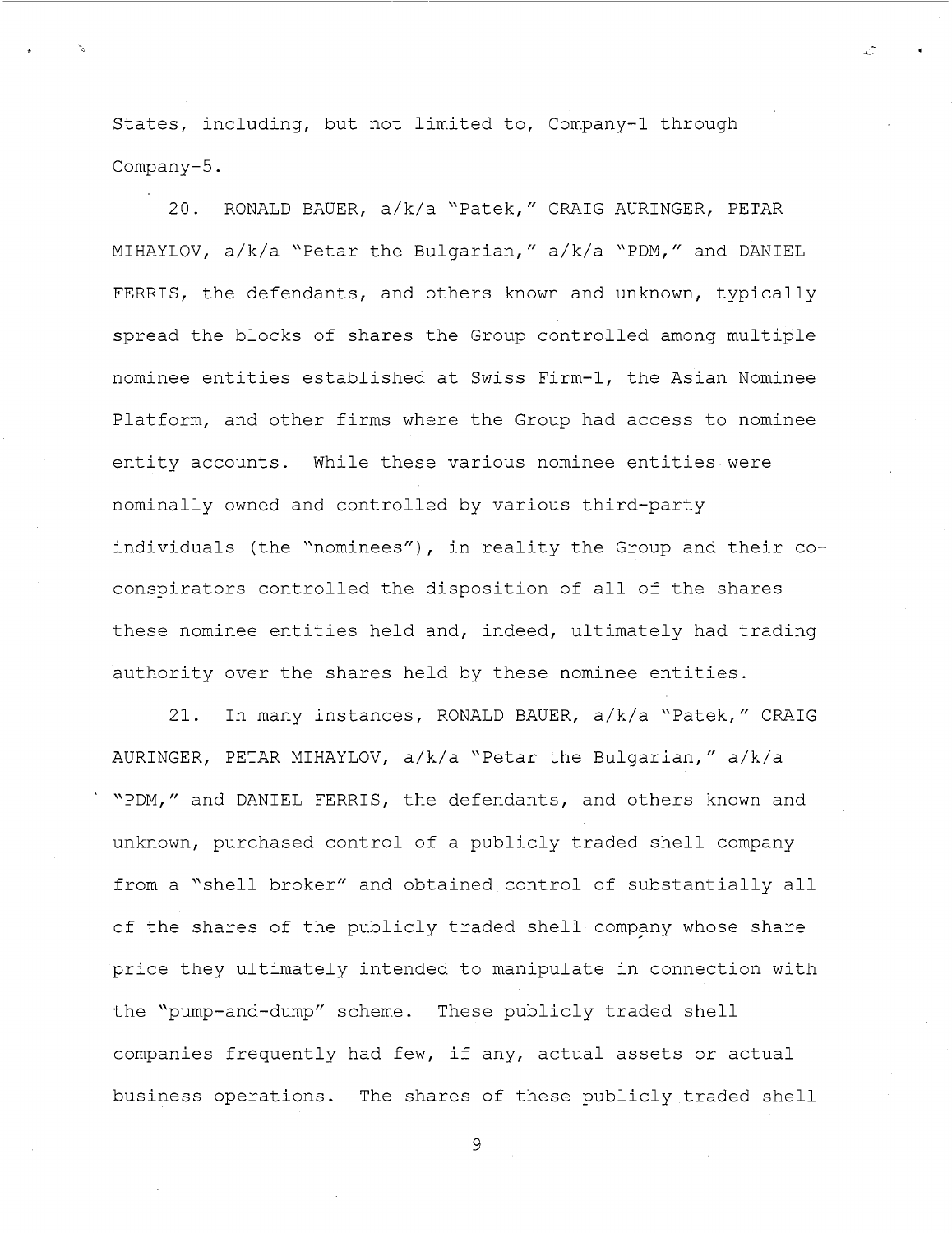States, including, but not limited to, Company-1 through Company-5.

20. RONALD BAUER, a/k/a "Patek," CRAIG AURINGER, PETAR MIHAYLOV, a/k/a "Petar the Bulgarian," a/k/a "PDM," and DANIEL FERRIS, the defendants, and others known and unknown, typically spread the blocks of shares the Group controlled among multiple nominee entities established at Swiss Firm-1, the Asian Nominee Platform, and other firms where the Group had access to nominee entity accounts. While these various nominee entities were nominally owned and controlled by various third-party individuals (the "nominees"), in reality the Group and their co-conspirators controlled the disposition of all of the shares these nominee entities held and, indeed, ultimately had trading authority over the shares held by these nominee entities.

21. In many instances, RONALD BAUER, a/k/a "Patek," CRAIG AURINGER, PETAR MIHAYLOV, a/k/a "Petar the Bulgarian," a/k/a "PDM," and DANIEL FERRIS, the defendants, and others known and unknown, purchased control of a publicly traded shell company from a "shell broker" and obtained control of substantially all of the shares of the publicly traded shell company whose share price they ultimately intended to manipulate in connection with the "pump-and-dump" scheme. These publicly traded shell companies frequently had few, if any, actual assets or actual business operations. The shares of these publicly traded shell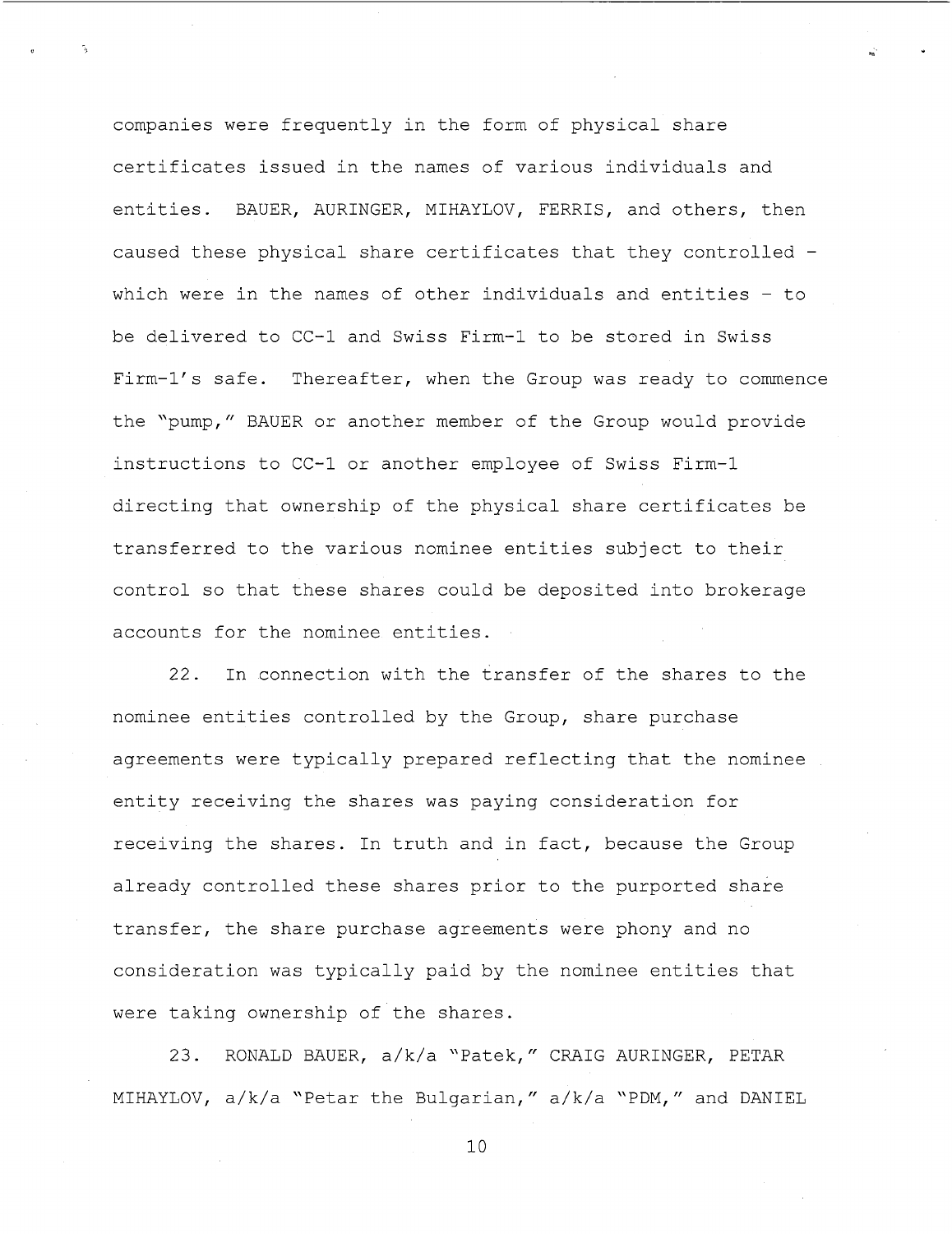companies were frequently in the form of physical share certificates issued in the names of various individuals and entities. BAUER, AURINGER, MIHAYLOV, FERRIS, and others, then caused these physical share certificates that they controlled - which were in the names of other individuals and entities - to be delivered to CC-1 and Swiss Firm-1 to be stored in Swiss Firm-1's safe. Thereafter, when the Group was ready to commence the "pump," BAUER or another member of the Group would provide instructions to CC-1 or another employee of Swiss Firm-1 directing that ownership of the physical share certificates be transferred to the various nominee entities subject to their control so that these shares could be deposited into brokerage accounts for the nominee entities.

22. In connection with the transfer of the shares to the nominee entities controlled by the Group, share purchase agreements were typically prepared reflecting that the nominee entity receiving the shares was paying consideration for receiving the shares. In truth and in fact, because the Group already controlled these shares prior to the purported share transfer, the share purchase agreements were phony and no consideration was typically paid by the nominee entities that were taking ownership of the shares.

23. RONALD BAUER, a/k/a "Patek," CRAIG AURINGER, PETAR MIHAYLOV, a/k/a "Petar the Bulgarian," a/k/a "PDM," and DANIEL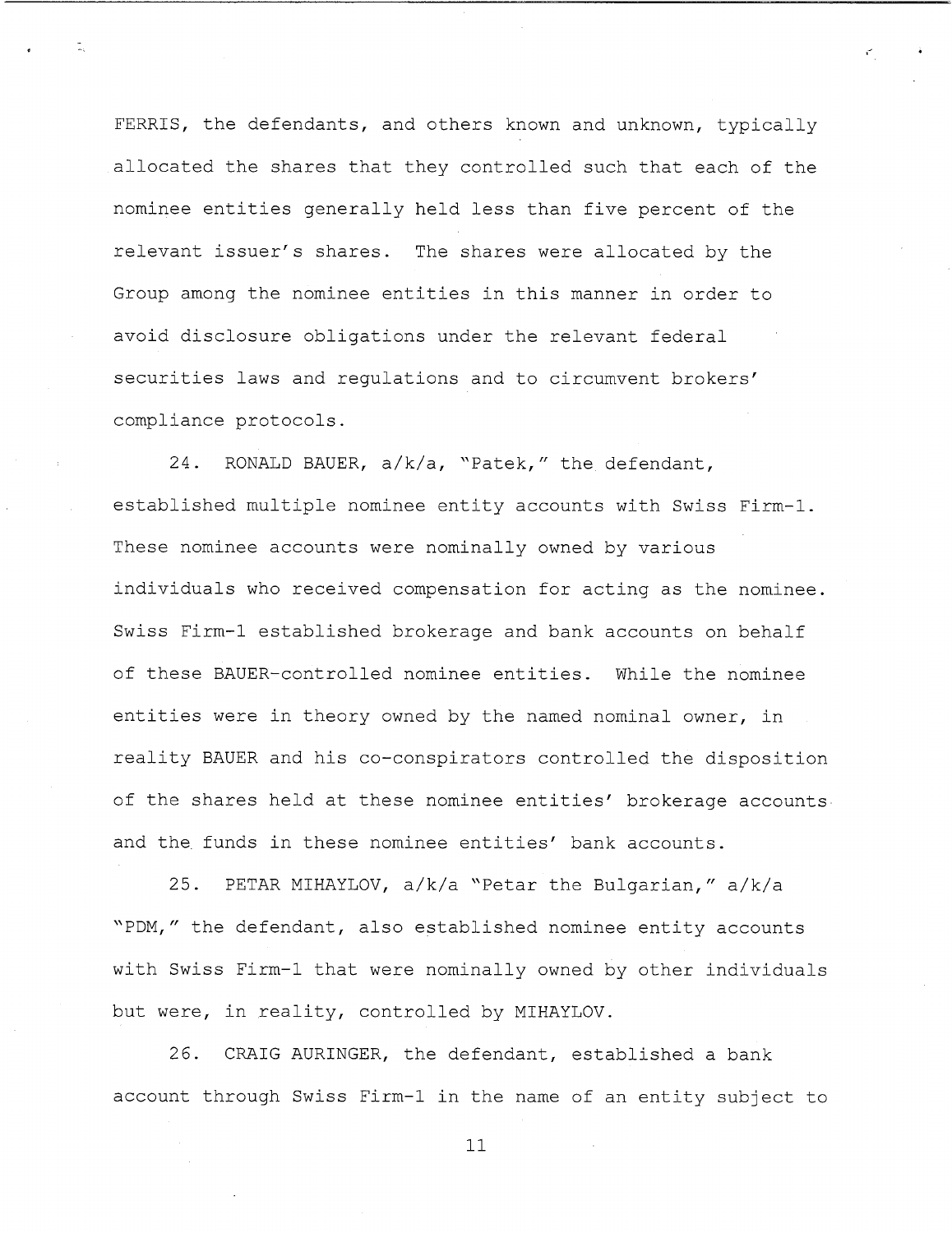FERRIS, the defendants, and others known and unknown, typically allocated the shares that they controlled such that each of the nominee entities generally held less than five percent of the relevant issuer's shares. The shares were allocated by the Group among the nominee entities in this manner in order to avoid disclosure obligations under the relevant federal securities laws and regulations and to circumvent brokers' compliance protocols.

24. RONALD BAUER, a/k/a, "Patek," the defendant, established multiple nominee entity accounts with Swiss Firm-1. These nominee accounts were nominally owned by various individuals who received compensation for acting as the nominee. Swiss Firm-1 established brokerage and bank accounts on behalf of these BAUER-controlled nominee entities. While the nominee entities were in theory owned by the named nominal owner, in reality BAUER and his co-conspirators controlled the disposition of the shares held at these nominee entities' brokerage accounts and the funds in these nominee entities' bank accounts.

25. PETAR MIHAYLOV, a/k/a "Petar the Bulgarian," a/k/a "PDM," the defendant, also established nominee entity accounts with Swiss Firm-1 that were nominally owned by other individuals but were, in reality, controlled by MIHAYLOV.

26. CRAIG AURINGER, the defendant, established a bank account through Swiss Firm-1 in the name of an entity subject to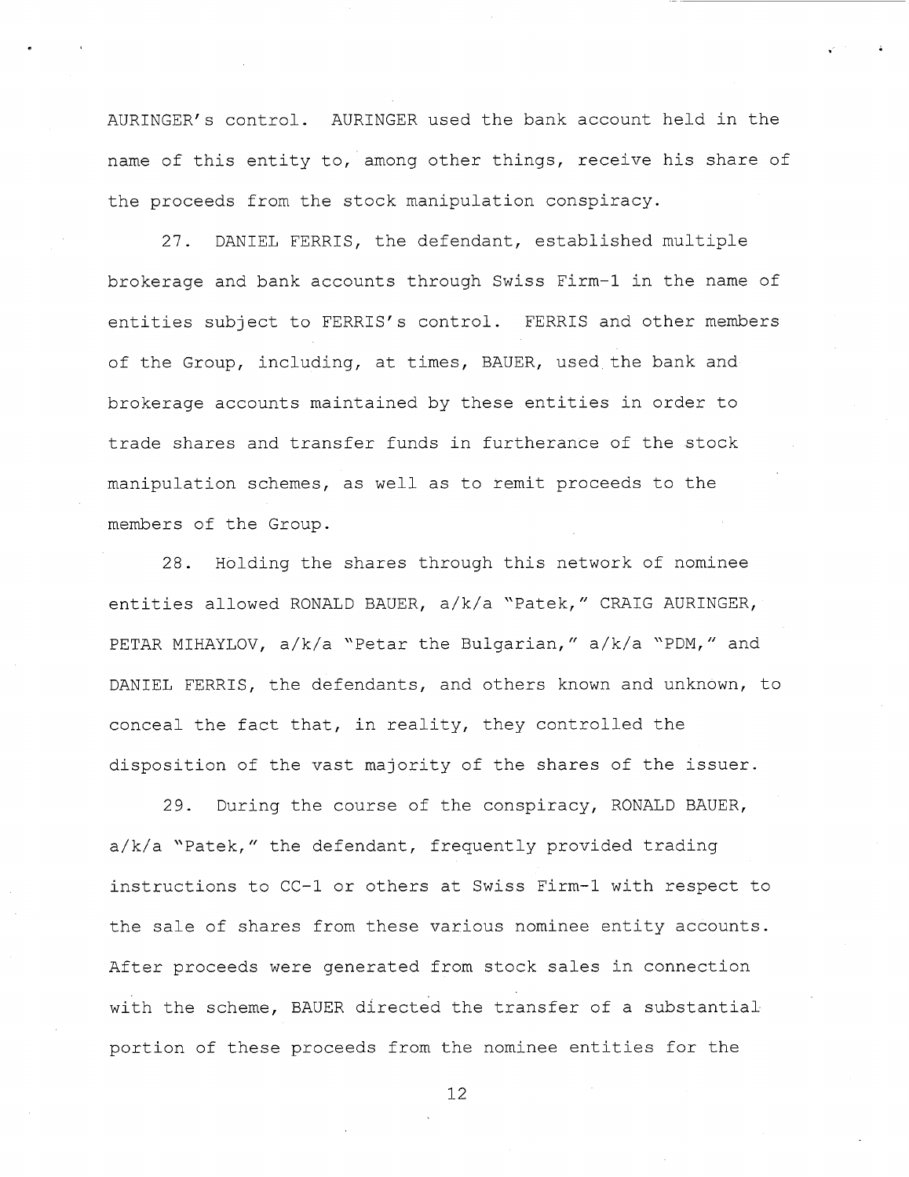AURINGER's control. AURINGER used the bank account held in the name of this entity to, among other things, receive his share of the proceeds from the stock manipulation conspiracy.

27. DANIEL FERRIS, the defendant, established multiple brokerage and bank accounts through Swiss Firm-1 in the name of entities subject to FERRIS's control. FERRIS and other members of the Group, including, at times, BAUER, used the bank and brokerage accounts maintained by these entities in order to trade shares and transfer funds in furtherance of the stock manipulation schemes, as well as to remit proceeds to the members of the Group.

28. Holding the shares through this network of nominee entities allowed RONALD BAUER, a/k/a "Patek," CRAIG AURINGER, PETAR MIHAYLOV, a/k/a "Petar the Bulgarian," a/k/a "PDM," and DANIEL FERRIS, the defendants, and others known and unknown, to conceal the fact that, in reality, they controlled the disposition of the vast majority of the shares of the issuer.

29. During the course of the conspiracy, RONALD BAUER, a/k/a "Patek," the defendant, frequently provided trading instructions to CC-1 or others at Swiss Firm-1 with respect to the sale of shares from these various nominee entity accounts. After proceeds were generated from stock sales in connection with the scheme, BAUER directed the transfer of a substantial portion of these proceeds from the nominee entities for the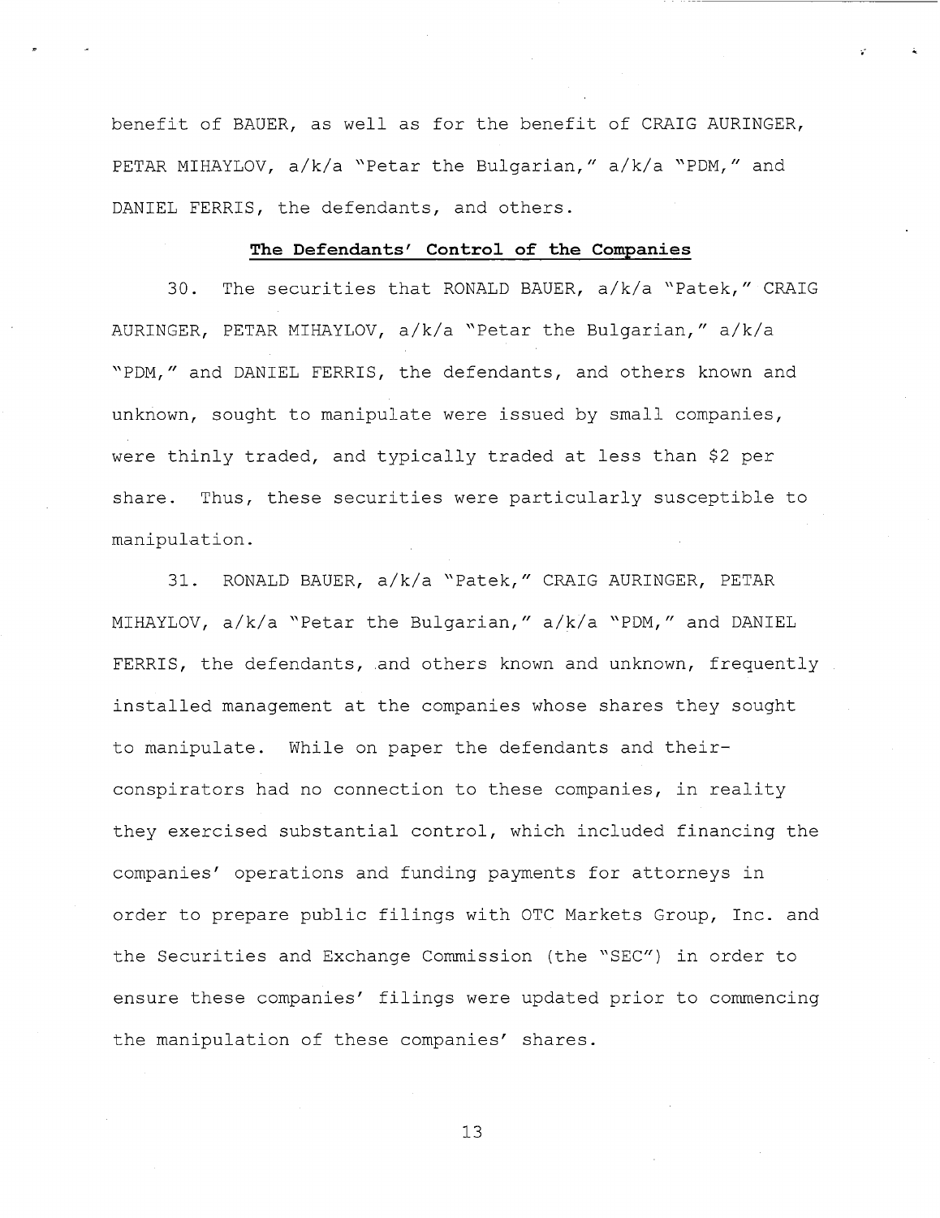benefit of BAUER, as well as for the benefit of CRAIG AURINGER, PETAR MIHAYLOV, a/k/a "Petar the Bulgarian," a/k/a "PDM," and DANIEL FERRIS, the defendants, and others.

**The Defendants' Control of the Companies**

30. The securities that RONALD BAUER, a/k/a "Patek," CRAIG AURINGER, PETAR MIHAYLOV, a/k/a "Petar the Bulgarian," a/k/a "PDM," and DANIEL FERRIS, the defendants, and others known and unknown, sought to manipulate were issued by small companies, were thinly traded, and typically traded at less than $2 per share. Thus, these securities were particularly susceptible to manipulation.

31. RONALD BAUER, a/k/a "Patek," CRAIG AURINGER, PETAR MIHAYLOV, a/k/a "Petar the Bulgarian," a/k/a "PDM," and DANIEL FERRIS, the defendants, and others known and unknown, frequently installed management at the companies whose shares they sought to manipulate. While on paper the defendants and their-conspirators had no connection to these companies, in reality they exercised substantial control, which included financing the companies' operations and funding payments for attorneys in order to prepare public filings with OTC Markets Group, Inc. and the Securities and Exchange Commission (the "SEC") in order to ensure these companies' filings were updated prior to commencing the manipulation of these companies' shares.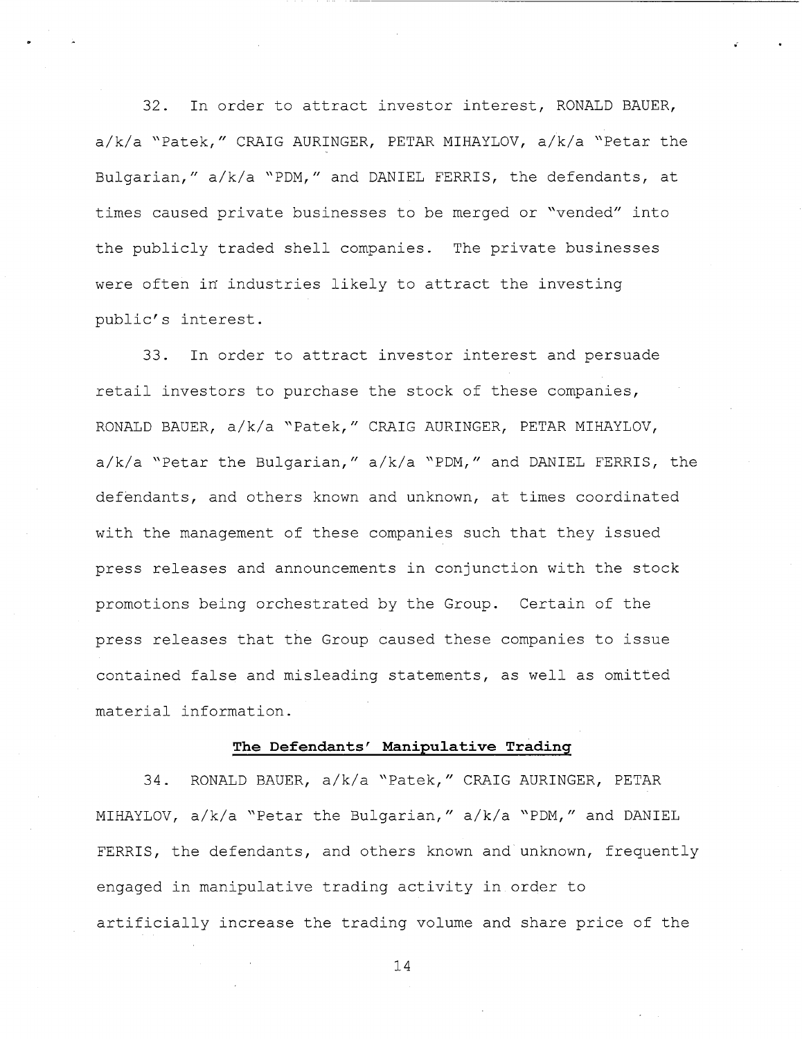32. In order to attract investor interest, RONALD BAUER, a/k/a "Patek," CRAIG AURINGER, PETAR MIHAYLOV, a/k/a "Petar the Bulgarian," a/k/a "PDM," and DANIEL FERRIS, the defendants, at times caused private businesses to be merged or "vended" into the publicly traded shell companies. The private businesses were often in industries likely to attract the investing public's interest.

33. In order to attract investor interest and persuade retail investors to purchase the stock of these companies, RONALD BAUER, a/k/a "Patek," CRAIG AURINGER, PETAR MIHAYLOV, a/k/a "Petar the Bulgarian," a/k/a "PDM," and DANIEL FERRIS, the defendants, and others known and unknown, at times coordinated with the management of these companies such that they issued press releases and announcements in conjunction with the stock promotions being orchestrated by the Group. Certain of the press releases that the Group caused these companies to issue contained false and misleading statements, as well as omitted material information.

**The Defendants' Manipulative Trading**

34. RONALD BAUER, a/k/a "Patek," CRAIG AURINGER, PETAR MIHAYLOV, a/k/a "Petar the Bulgarian," a/k/a "PDM," and DANIEL FERRIS, the defendants, and others known and unknown, frequently engaged in manipulative trading activity in order to artificially increase the trading volume and share price of the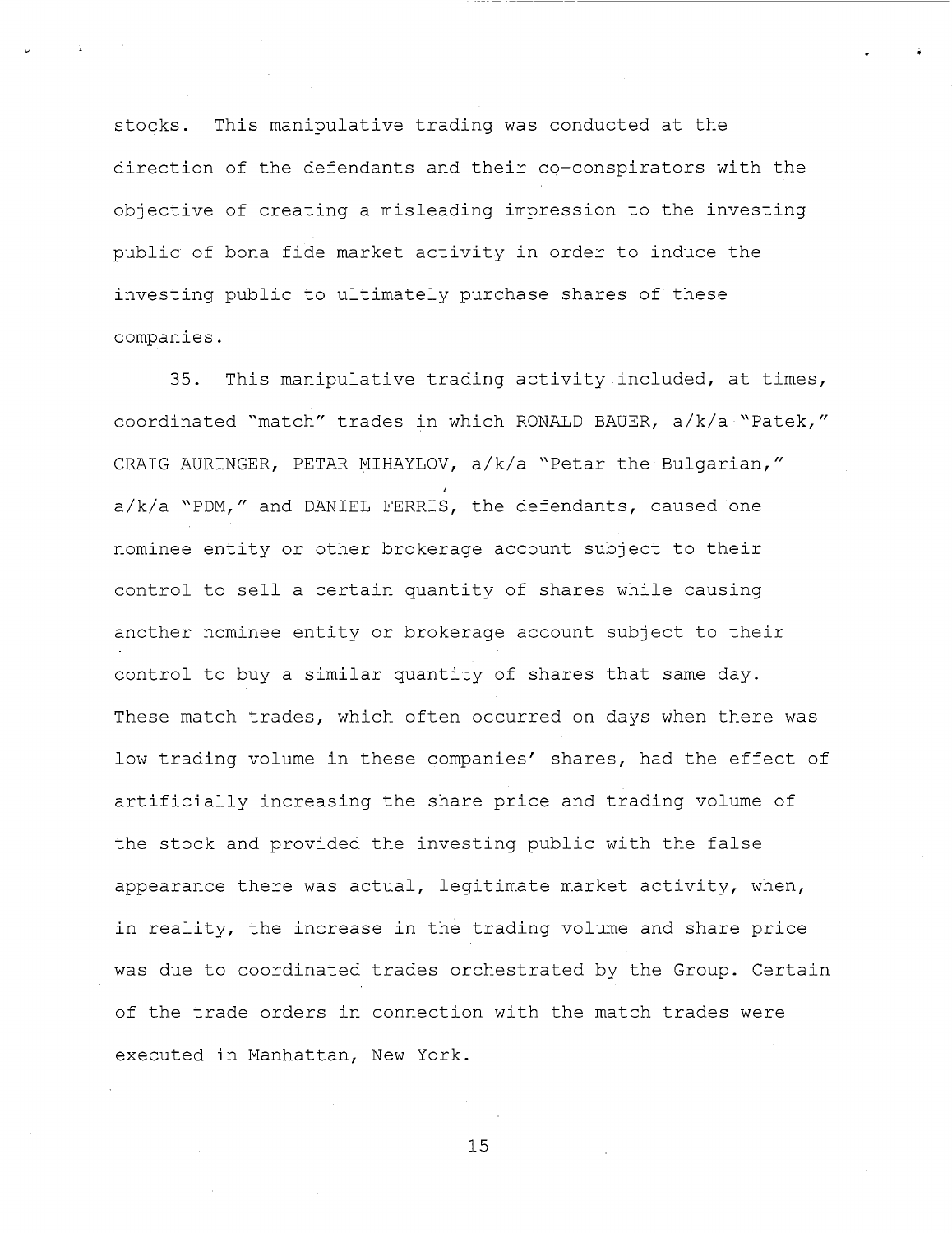stocks. This manipulative trading was conducted at the direction of the defendants and their co-conspirators with the objective of creating a misleading impression to the investing public of bona fide market activity in order to induce the investing public to ultimately purchase shares of these companies.

35. This manipulative trading activity included, at times, coordinated "match" trades in which RONALD BAUER, a/k/a "Patek," CRAIG AURINGER, PETAR MIHAYLOV, a/k/a "Petar the Bulgarian," a/k/a "PDM," and DANIEL FERRIS, the defendants, caused one nominee entity or other brokerage account subject to their control to sell a certain quantity of shares while causing another nominee entity or brokerage account subject to their control to buy a similar quantity of shares that same day. These match trades, which often occurred on days when there was low trading volume in these companies' shares, had the effect of artificially increasing the share price and trading volume of the stock and provided the investing public with the false appearance there was actual, legitimate market activity, when, in reality, the increase in the trading volume and share price was due to coordinated trades orchestrated by the Group. Certain of the trade orders in connection with the match trades were executed in Manhattan, New York.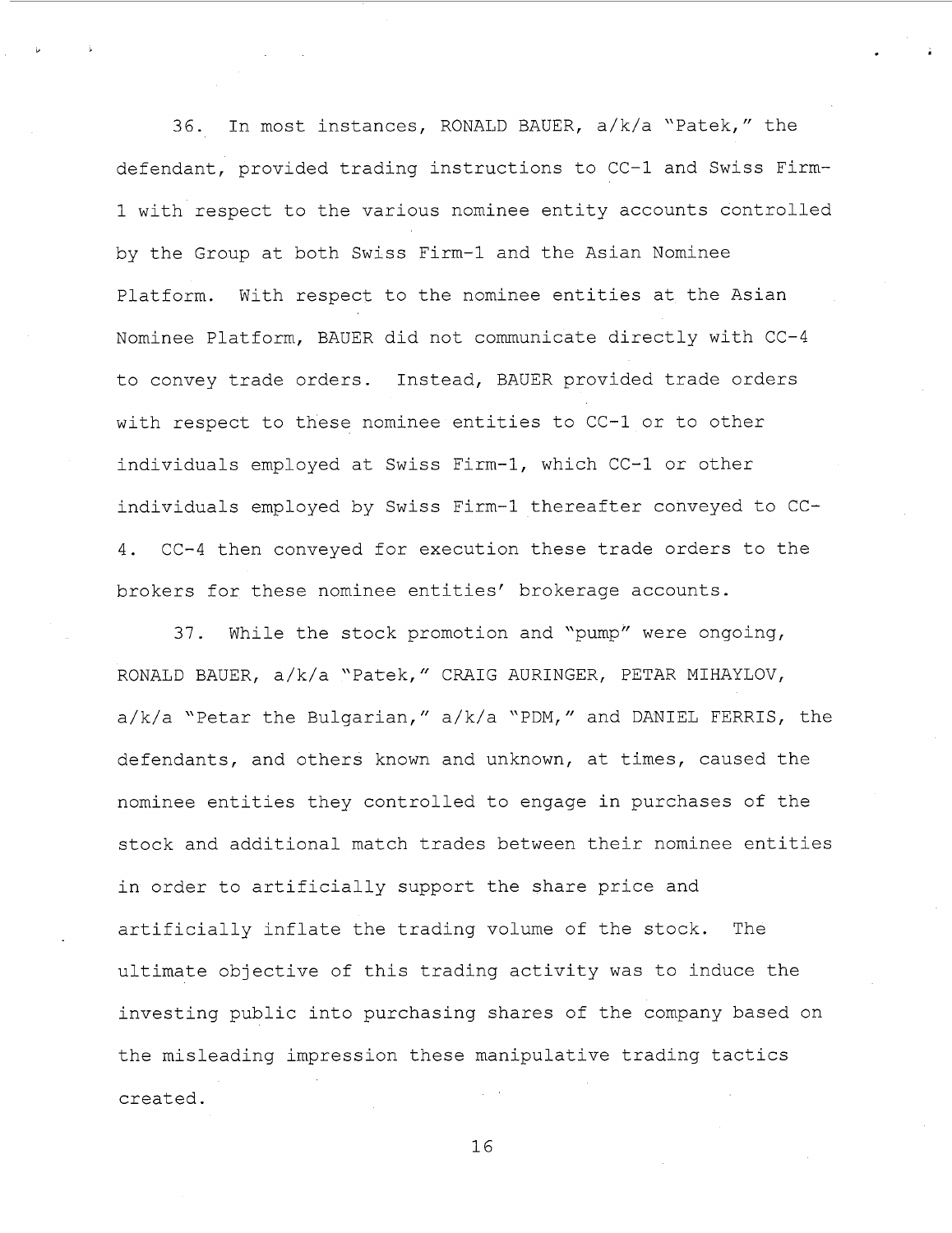36. In most instances, RONALD BAUER, a/k/a "Patek," the defendant, provided trading instructions to CC-1 and Swiss Firm-1 with respect to the various nominee entity accounts controlled by the Group at both Swiss Firm-1 and the Asian Nominee Platform. With respect to the nominee entities at the Asian Nominee Platform, BAUER did not communicate directly with CC-4 to convey trade orders. Instead, BAUER provided trade orders with respect to these nominee entities to CC-1 or to other individuals employed at Swiss Firm-1, which CC-1 or other individuals employed by Swiss Firm-1 thereafter conveyed to CC-4. CC-4 then conveyed for execution these trade orders to the brokers for these nominee entities' brokerage accounts.

37. While the stock promotion and "pump" were ongoing, RONALD BAUER, a/k/a "Patek," CRAIG AURINGER, PETAR MIHAYLOV, a/k/a "Petar the Bulgarian," a/k/a "PDM," and DANIEL FERRIS, the defendants, and others known and unknown, at times, caused the nominee entities they controlled to engage in purchases of the stock and additional match trades between their nominee entities in order to artificially support the share price and artificially inflate the trading volume of the stock. The ultimate objective of this trading activity was to induce the investing public into purchasing shares of the company based on the misleading impression these manipulative trading tactics created.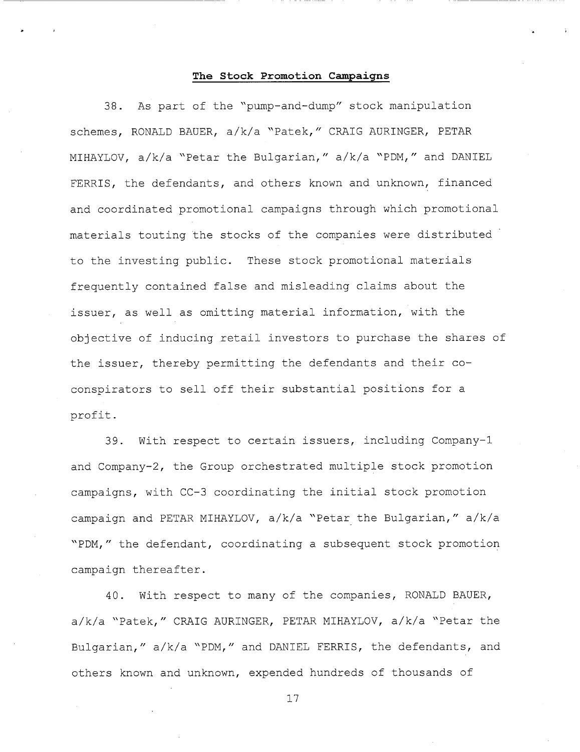**The Stock Promotion Campaigns**

38. As part of the "pump-and-dump" stock manipulation schemes, RONALD BAUER, a/k/a "Patek," CRAIG AURINGER, PETAR MIHAYLOV, a/k/a "Petar the Bulgarian," a/k/a "PDM," and DANIEL FERRIS, the defendants, and others known and unknown, financed and coordinated promotional campaigns through which promotional materials touting the stocks of the companies were distributed to the investing public. These stock promotional materials frequently contained false and misleading claims about the issuer, as well as omitting material information, with the objective of inducing retail investors to purchase the shares of the issuer, thereby permitting the defendants and their co-conspirators to sell off their substantial positions for a profit.

39. With respect to certain issuers, including Company-1 and Company-2, the Group orchestrated multiple stock promotion campaigns, with CC-3 coordinating the initial stock promotion campaign and PETAR MIHAYLOV, a/k/a "Petar the Bulgarian," a/k/a "PDM," the defendant, coordinating a subsequent stock promotion campaign thereafter.

40. With respect to many of the companies, RONALD BAUER, a/k/a "Patek," CRAIG AURINGER, PETAR MIHAYLOV, a/k/a "Petar the Bulgarian," a/k/a "PDM," and DANIEL FERRIS, the defendants, and others known and unknown, expended hundreds of thousands of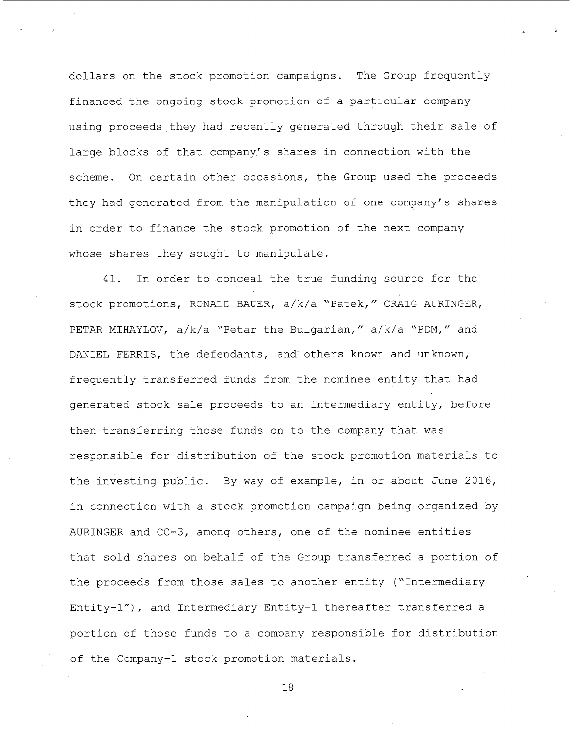dollars on the stock promotion campaigns. The Group frequently financed the ongoing stock promotion of a particular company using proceeds they had recently generated through their sale of large blocks of that company's shares in connection with the scheme. On certain other occasions, the Group used the proceeds they had generated from the manipulation of one company's shares in order to finance the stock promotion of the next company whose shares they sought to manipulate.

41. In order to conceal the true funding source for the stock promotions, RONALD BAUER, a/k/a "Patek," CRAIG AURINGER, PETAR MIHAYLOV, a/k/a "Petar the Bulgarian," a/k/a "PDM," and DANIEL FERRIS, the defendants, and others known and unknown, frequently transferred funds from the nominee entity that had generated stock sale proceeds to an intermediary entity, before then transferring those funds on to the company that was responsible for distribution of the stock promotion materials to the investing public. By way of example, in or about June 2016, in connection with a stock promotion campaign being organized by AURINGER and CC-3, among others, one of the nominee entities that sold shares on behalf of the Group transferred a portion of the proceeds from those sales to another entity ("Intermediary Entity-1"), and Intermediary Entity-1 thereafter transferred a portion of those funds to a company responsible for distribution of the Company-1 stock promotion materials.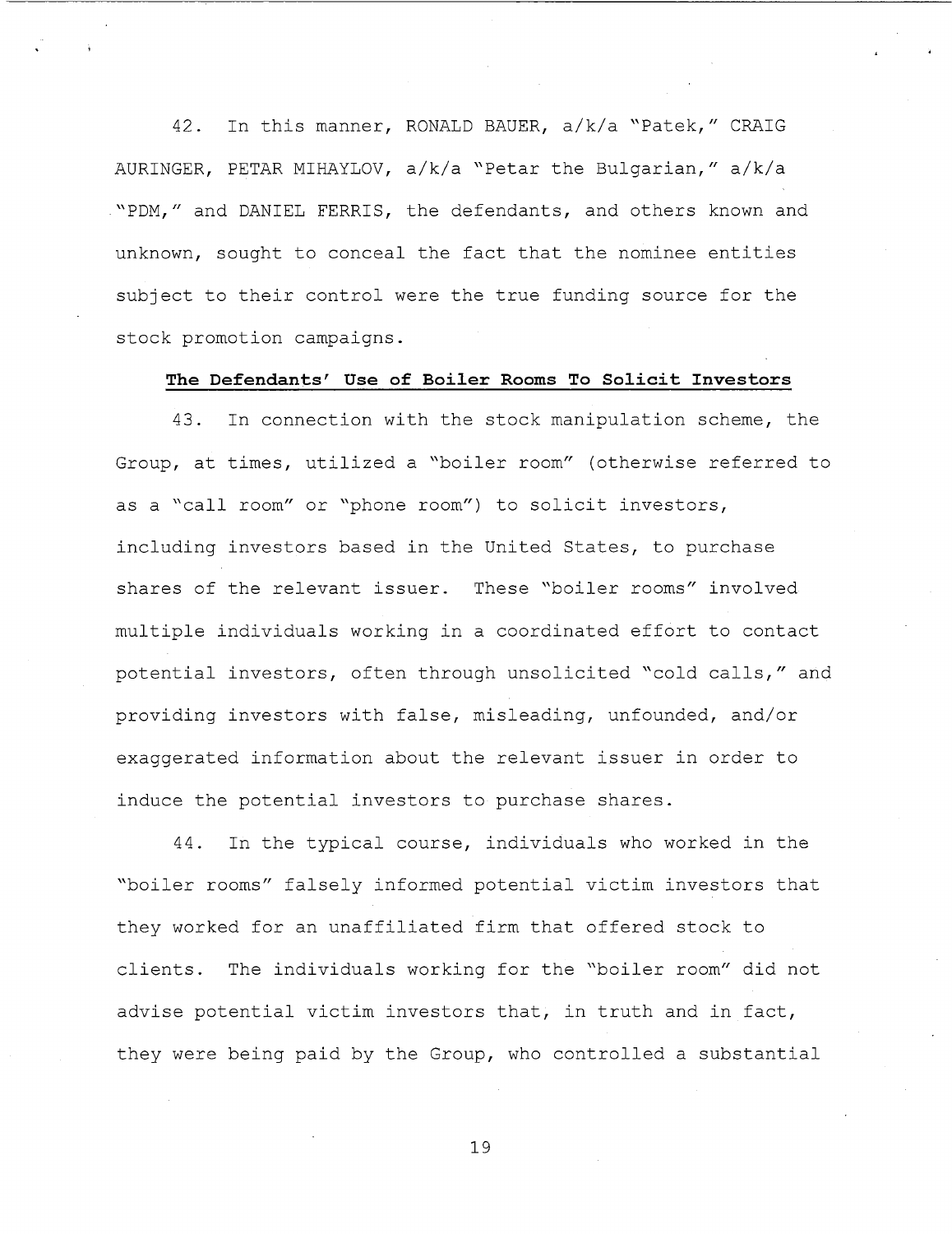42. In this manner, RONALD BAUER, a/k/a "Patek," CRAIG AURINGER, PETAR MIHAYLOV, a/k/a "Petar the Bulgarian," a/k/a "PDM," and DANIEL FERRIS, the defendants, and others known and unknown, sought to conceal the fact that the nominee entities subject to their control were the true funding source for the stock promotion campaigns.

**The Defendants' Use of Boiler Rooms To Solicit Investors**

43. In connection with the stock manipulation scheme, the Group, at times, utilized a "boiler room" (otherwise referred to as a "call room" or "phone room") to solicit investors, including investors based in the United States, to purchase shares of the relevant issuer. These "boiler rooms" involved multiple individuals working in a coordinated effort to contact potential investors, often through unsolicited "cold calls," and providing investors with false, misleading, unfounded, and/or exaggerated information about the relevant issuer in order to induce the potential investors to purchase shares.

44. In the typical course, individuals who worked in the "boiler rooms" falsely informed potential victim investors that they worked for an unaffiliated firm that offered stock to clients. The individuals working for the "boiler room" did not advise potential victim investors that, in truth and in fact, they were being paid by the Group, who controlled a substantial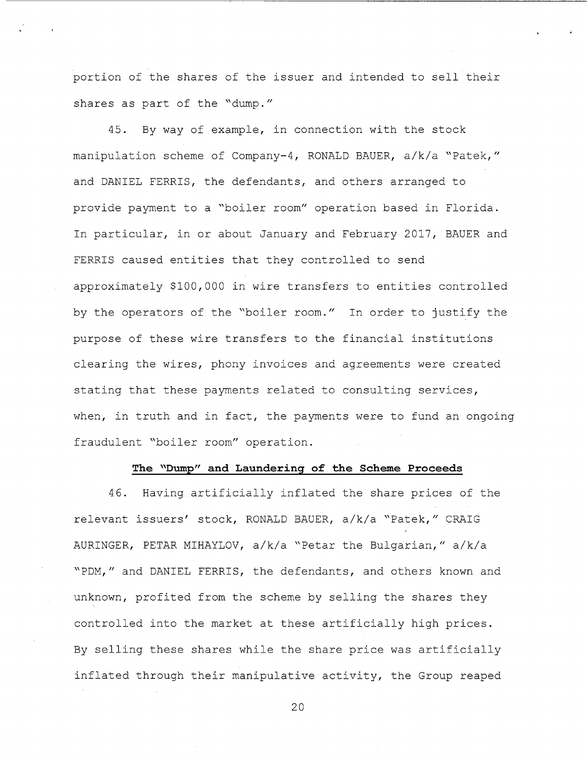portion of the shares of the issuer and intended to sell their shares as part of the "dump."

45. By way of example, in connection with the stock manipulation scheme of Company-4, RONALD BAUER, a/k/a "Patek," and DANIEL FERRIS, the defendants, and others arranged to provide payment to a "boiler room" operation based in Florida. In particular, in or about January and February 2017, BAUER and FERRIS caused entities that they controlled to send approximately $100,000 in wire transfers to entities controlled by the operators of the "boiler room." In order to justify the purpose of these wire transfers to the financial institutions clearing the wires, phony invoices and agreements were created stating that these payments related to consulting services, when, in truth and in fact, the payments were to fund an ongoing fraudulent "boiler room" operation.

**The "Dump" and Laundering of the Scheme Proceeds**

46. Having artificially inflated the share prices of the relevant issuers' stock, RONALD BAUER, a/k/a "Patek," CRAIG AURINGER, PETAR MIHAYLOV, a/k/a "Petar the Bulgarian," a/k/a "PDM," and DANIEL FERRIS, the defendants, and others known and unknown, profited from the scheme by selling the shares they controlled into the market at these artificially high prices. By selling these shares while the share price was artificially inflated through their manipulative activity, the Group reaped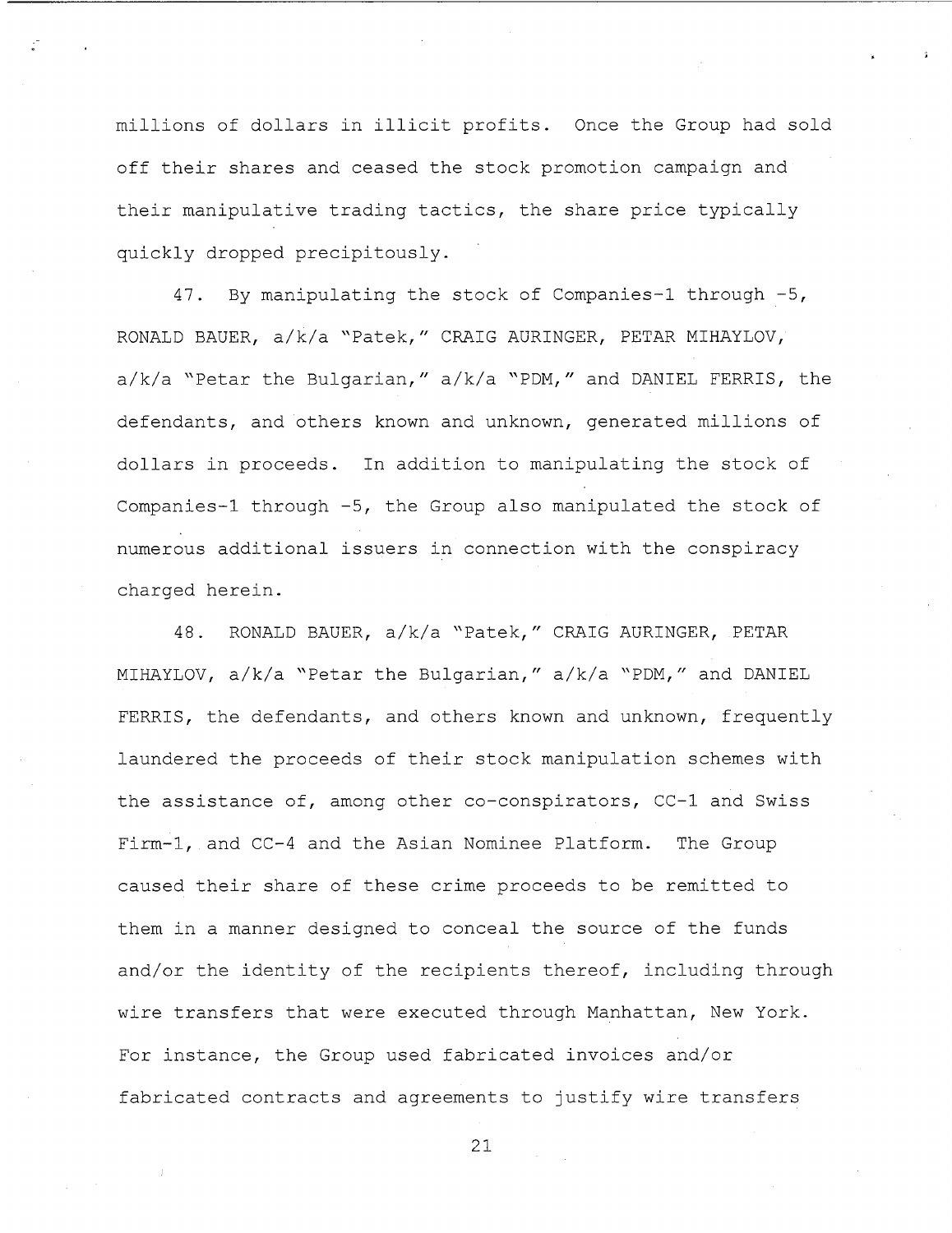millions of dollars in illicit profits. Once the Group had sold off their shares and ceased the stock promotion campaign and their manipulative trading tactics, the share price typically quickly dropped precipitously.

47. By manipulating the stock of Companies-1 through -5, RONALD BAUER, a/k/a "Patek," CRAIG AURINGER, PETAR MIHAYLOV, a/k/a "Petar the Bulgarian," a/k/a "PDM," and DANIEL FERRIS, the defendants, and others known and unknown, generated millions of dollars in proceeds. In addition to manipulating the stock of Companies-1 through -5, the Group also manipulated the stock of numerous additional issuers in connection with the conspiracy charged herein.

48. RONALD BAUER, a/k/a "Patek," CRAIG AURINGER, PETAR MIHAYLOV, a/k/a "Petar the Bulgarian," a/k/a "PDM," and DANIEL FERRIS, the defendants, and others known and unknown, frequently laundered the proceeds of their stock manipulation schemes with the assistance of, among other co-conspirators, CC-1 and Swiss Firm-1, and CC-4 and the Asian Nominee Platform. The Group caused their share of these crime proceeds to be remitted to them in a manner designed to conceal the source of the funds and/or the identity of the recipients thereof, including through wire transfers that were executed through Manhattan, New York. For instance, the Group used fabricated invoices and/or fabricated contracts and agreements to justify wire transfers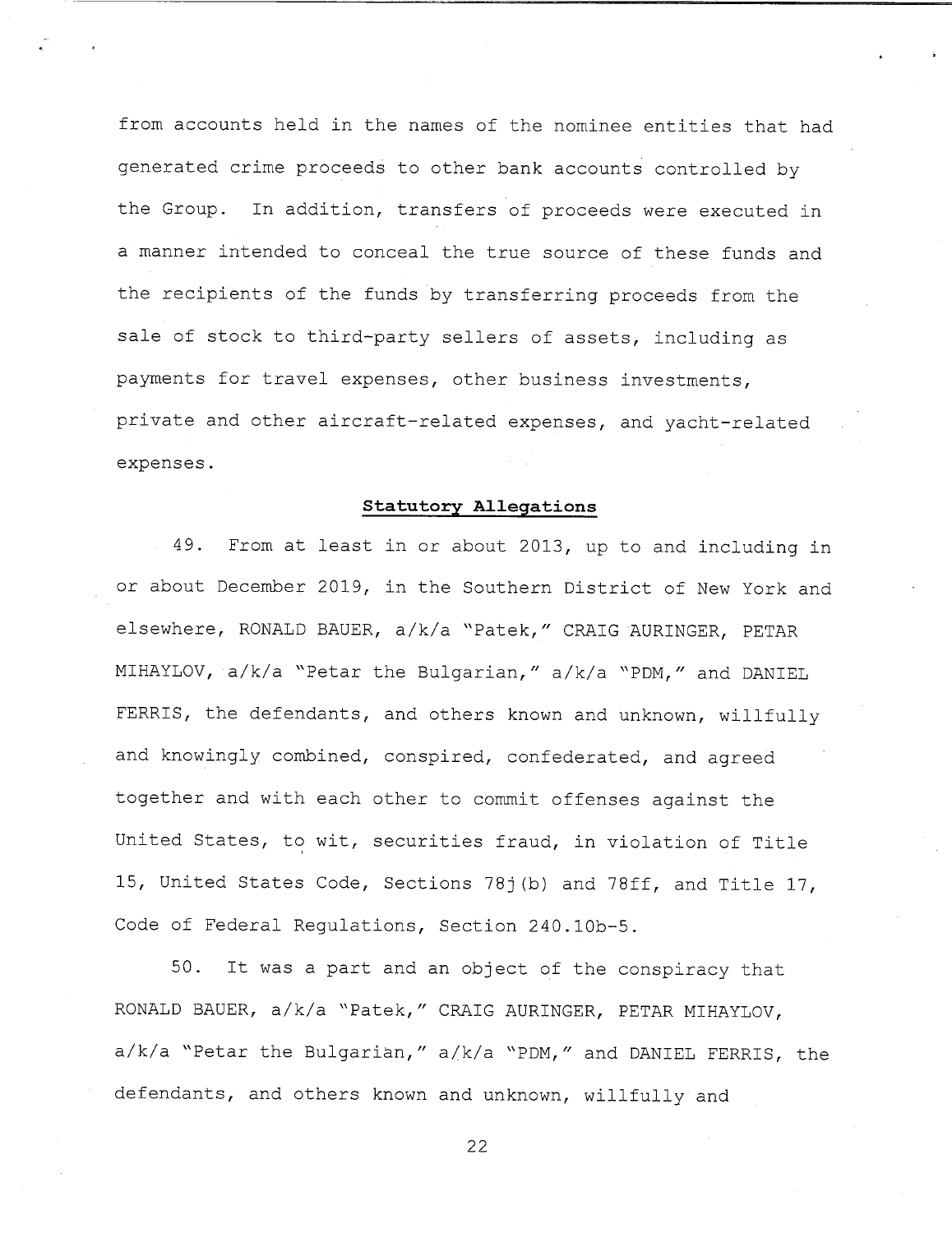from accounts held in the names of the nominee entities that had generated crime proceeds to other bank accounts controlled by the Group. In addition, transfers of proceeds were executed in a manner intended to conceal the true source of these funds and the recipients of the funds by transferring proceeds from the sale of stock to third-party sellers of assets, including as payments for travel expenses, other business investments, private and other aircraft-related expenses, and yacht-related expenses.

**Statutory Allegations**

49. From at least in or about 2013, up to and including in or about December 2019, in the Southern District of New York and elsewhere, RONALD BAUER, a/k/a "Patek," CRAIG AURINGER, PETAR MIHAYLOV, a/k/a "Petar the Bulgarian," a/k/a "PDM," and DANIEL FERRIS, the defendants, and others known and unknown, willfully and knowingly combined, conspired, confederated, and agreed together and with each other to commit offenses against the United States, to wit, securities fraud, in violation of Title 15, United States Code, Sections 78j(b) and 78ff, and Title 17, Code of Federal Regulations, Section 240.10b-5.

50. It was a part and an object of the conspiracy that RONALD BAUER, a/k/a "Patek," CRAIG AURINGER, PETAR MIHAYLOV, a/k/a "Petar the Bulgarian," a/k/a "PDM," and DANIEL FERRIS, the defendants, and others known and unknown, willfully and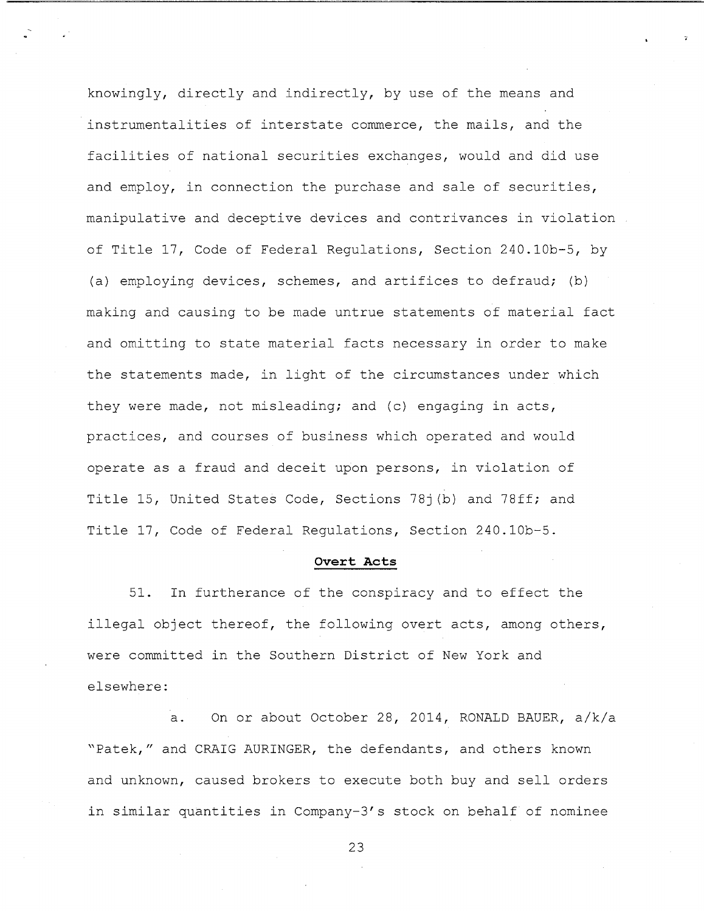knowingly, directly and indirectly, by use of the means and instrumentalities of interstate commerce, the mails, and the facilities of national securities exchanges, would and did use and employ, in connection the purchase and sale of securities, manipulative and deceptive devices and contrivances in violation of Title 17, Code of Federal Regulations, Section 240.10b-5, by (a) employing devices, schemes, and artifices to defraud; (b) making and causing to be made untrue statements of material fact and omitting to state material facts necessary in order to make the statements made, in light of the circumstances under which they were made, not misleading; and (c) engaging in acts, practices, and courses of business which operated and would operate as a fraud and deceit upon persons, in violation of Title 15, United States Code, Sections 78j(b) and 78ff; and Title 17, Code of Federal Regulations, Section 240.10b-5.

**Overt Acts**

51. In furtherance of the conspiracy and to effect the illegal object thereof, the following overt acts, among others, were committed in the Southern District of New York and elsewhere:

a. On or about October 28, 2014, RONALD BAUER, a/k/a "Patek," and CRAIG AURINGER, the defendants, and others known and unknown, caused brokers to execute both buy and sell orders in similar quantities in Company-3's stock on behalf of nominee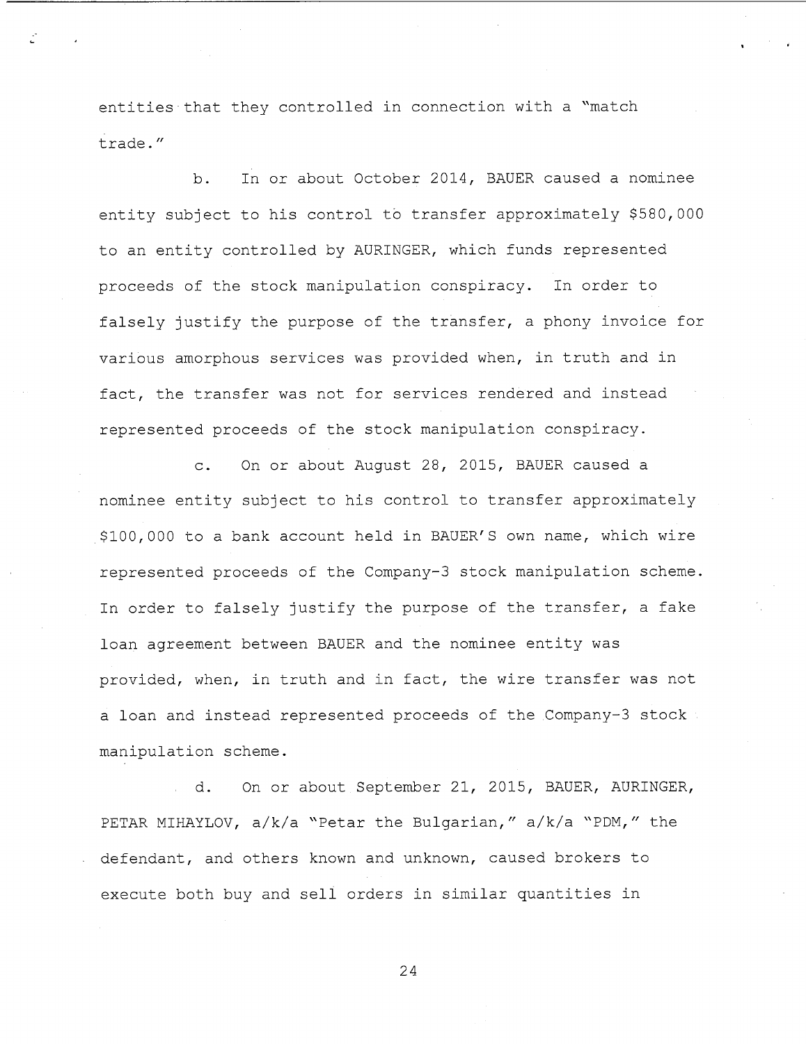entities that they controlled in connection with a "match trade."

b. In or about October 2014, BAUER caused a nominee entity subject to his control to transfer approximately $580,000 to an entity controlled by AURINGER, which funds represented proceeds of the stock manipulation conspiracy. In order to falsely justify the purpose of the transfer, a phony invoice for various amorphous services was provided when, in truth and in fact, the transfer was not for services rendered and instead represented proceeds of the stock manipulation conspiracy.

c. On or about August 28, 2015, BAUER caused a nominee entity subject to his control to transfer approximately $100,000 to a bank account held in BAUER'S own name, which wire represented proceeds of the Company-3 stock manipulation scheme. In order to falsely justify the purpose of the transfer, a fake loan agreement between BAUER and the nominee entity was provided, when, in truth and in fact, the wire transfer was not a loan and instead represented proceeds of the Company-3 stock manipulation scheme.

d. On or about September 21, 2015, BAUER, AURINGER, PETAR MIHAYLOV, a/k/a "Petar the Bulgarian," a/k/a "PDM," the defendant, and others known and unknown, caused brokers to execute both buy and sell orders in similar quantities in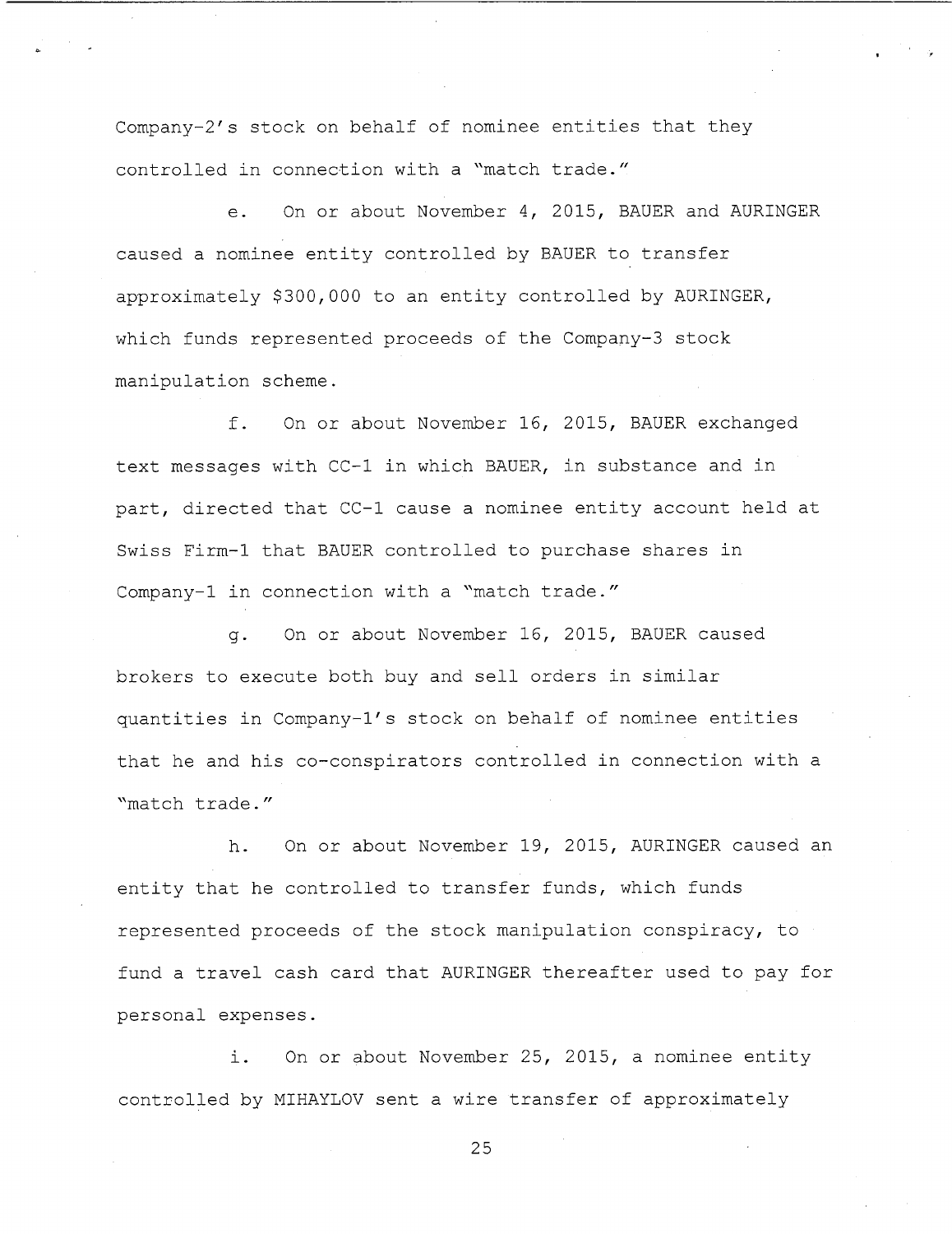Company-2's stock on behalf of nominee entities that they controlled in connection with a "match trade."

e. On or about November 4, 2015, BAUER and AURINGER caused a nominee entity controlled by BAUER to transfer approximately $300,000 to an entity controlled by AURINGER, which funds represented proceeds of the Company-3 stock manipulation scheme.

f. On or about November 16, 2015, BAUER exchanged text messages with CC-1 in which BAUER, in substance and in part, directed that CC-1 cause a nominee entity account held at Swiss Firm-1 that BAUER controlled to purchase shares in Company-1 in connection with a "match trade."

g. On or about November 16, 2015, BAUER caused brokers to execute both buy and sell orders in similar quantities in Company-1's stock on behalf of nominee entities that he and his co-conspirators controlled in connection with a "match trade."

h. On or about November 19, 2015, AURINGER caused an entity that he controlled to transfer funds, which funds represented proceeds of the stock manipulation conspiracy, to fund a travel cash card that AURINGER thereafter used to pay for personal expenses.

i. On or about November 25, 2015, a nominee entity controlled by MIHAYLOV sent a wire transfer of approximately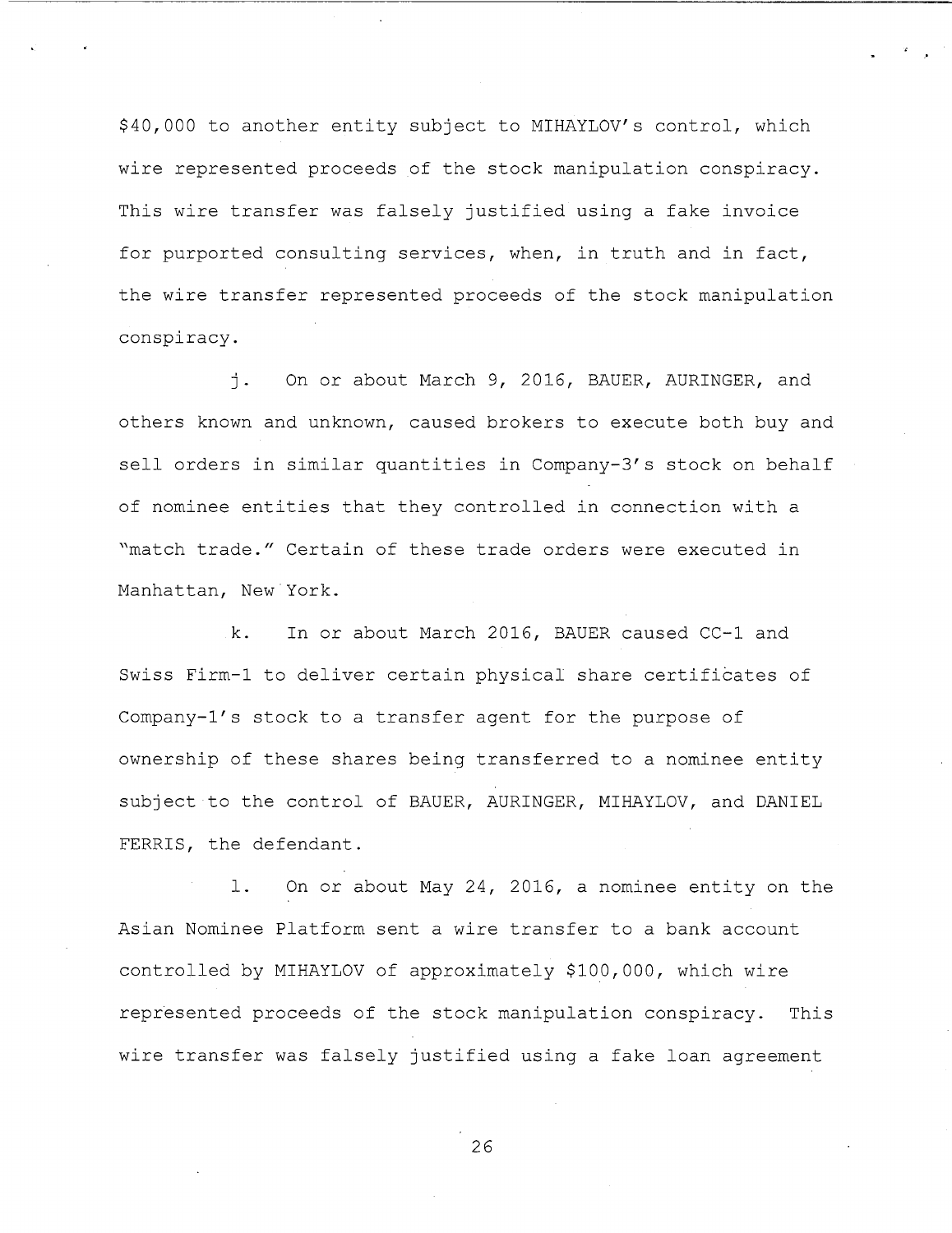$40,000 to another entity subject to MIHAYLOV's control, which wire represented proceeds of the stock manipulation conspiracy. This wire transfer was falsely justified using a fake invoice for purported consulting services, when, in truth and in fact, the wire transfer represented proceeds of the stock manipulation conspiracy.

j. On or about March 9, 2016, BAUER, AURINGER, and others known and unknown, caused brokers to execute both buy and sell orders in similar quantities in Company-3's stock on behalf of nominee entities that they controlled in connection with a "match trade." Certain of these trade orders were executed in Manhattan, New York.

k. In or about March 2016, BAUER caused CC-1 and Swiss Firm-1 to deliver certain physical share certificates of Company-1's stock to a transfer agent for the purpose of ownership of these shares being transferred to a nominee entity subject to the control of BAUER, AURINGER, MIHAYLOV, and DANIEL FERRIS, the defendant.

l. On or about May 24, 2016, a nominee entity on the Asian Nominee Platform sent a wire transfer to a bank account controlled by MIHAYLOV of approximately $100,000, which wire represented proceeds of the stock manipulation conspiracy. This wire transfer was falsely justified using a fake loan agreement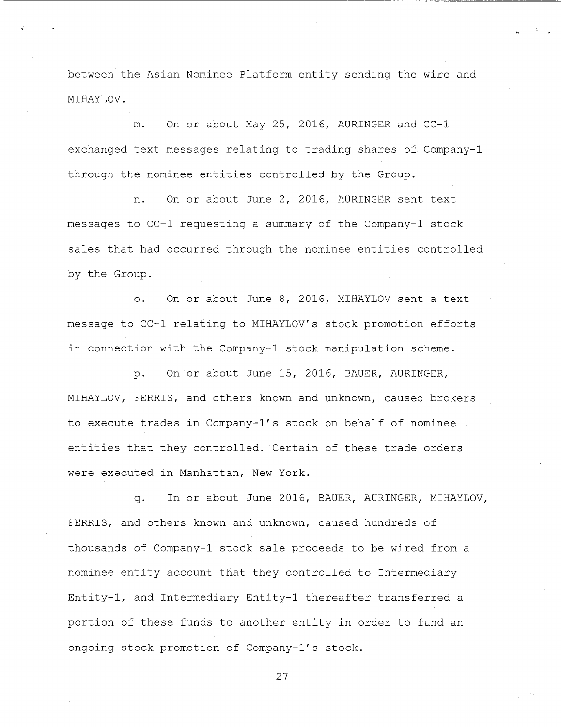between the Asian Nominee Platform entity sending the wire and MIHAYLOV.

m. On or about May 25, 2016, AURINGER and CC-1 exchanged text messages relating to trading shares of Company-1 through the nominee entities controlled by the Group.

n. On or about June 2, 2016, AURINGER sent text messages to CC-1 requesting a summary of the Company-1 stock sales that had occurred through the nominee entities controlled by the Group.

o. On or about June 8, 2016, MIHAYLOV sent a text message to CC-1 relating to MIHAYLOV's stock promotion efforts in connection with the Company-1 stock manipulation scheme.

p. On or about June 15, 2016, BAUER, AURINGER, MIHAYLOV, FERRIS, and others known and unknown, caused brokers to execute trades in Company-1's stock on behalf of nominee entities that they controlled. Certain of these trade orders were executed in Manhattan, New York.

q. In or about June 2016, BAUER, AURINGER, MIHAYLOV, FERRIS, and others known and unknown, caused hundreds of thousands of Company-1 stock sale proceeds to be wired from a nominee entity account that they controlled to Intermediary Entity-1, and Intermediary Entity-1 thereafter transferred a portion of these funds to another entity in order to fund an ongoing stock promotion of Company-1's stock.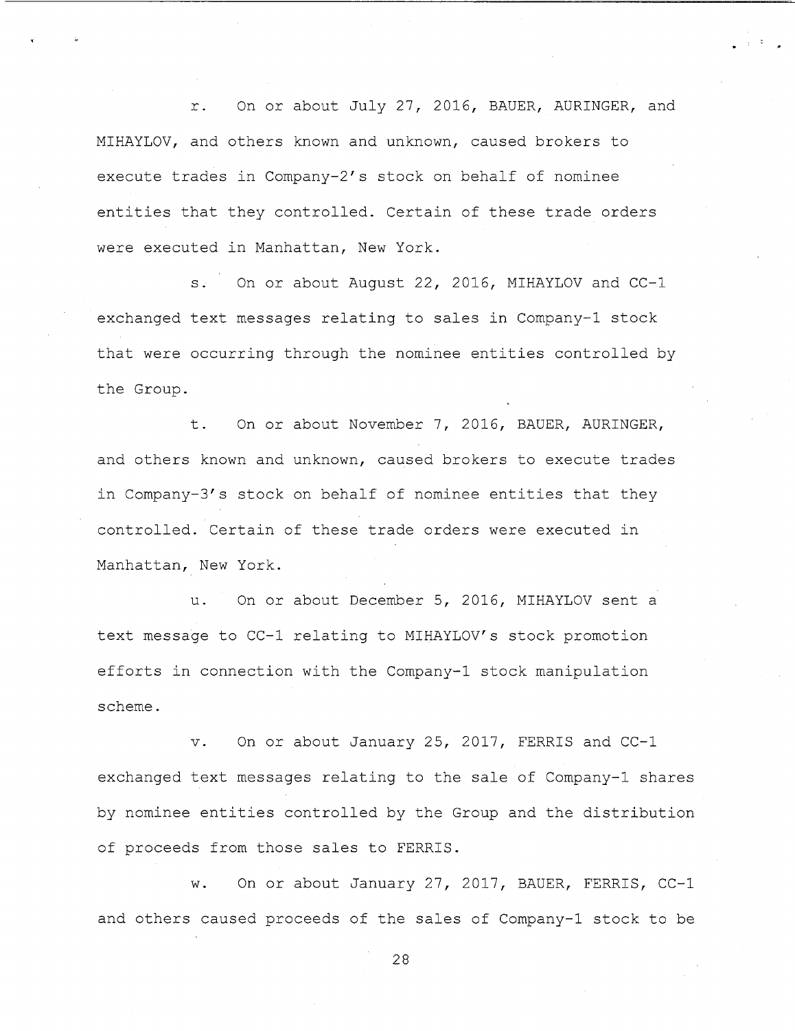r. On or about July 27, 2016, BAUER, AURINGER, and MIHAYLOV, and others known and unknown, caused brokers to execute trades in Company-2's stock on behalf of nominee entities that they controlled. Certain of these trade orders were executed in Manhattan, New York.

s. On or about August 22, 2016, MIHAYLOV and CC-1 exchanged text messages relating to sales in Company-1 stock that were occurring through the nominee entities controlled by the Group.

t. On or about November 7, 2016, BAUER, AURINGER, and others known and unknown, caused brokers to execute trades in Company-3's stock on behalf of nominee entities that they controlled. Certain of these trade orders were executed in Manhattan, New York.

u. On or about December 5, 2016, MIHAYLOV sent a text message to CC-1 relating to MIHAYLOV's stock promotion efforts in connection with the Company-1 stock manipulation scheme.

v. On or about January 25, 2017, FERRIS and CC-1 exchanged text messages relating to the sale of Company-1 shares by nominee entities controlled by the Group and the distribution of proceeds from those sales to FERRIS.

w. On or about January 27, 2017, BAUER, FERRIS, CC-1 and others caused proceeds of the sales of Company-1 stock to be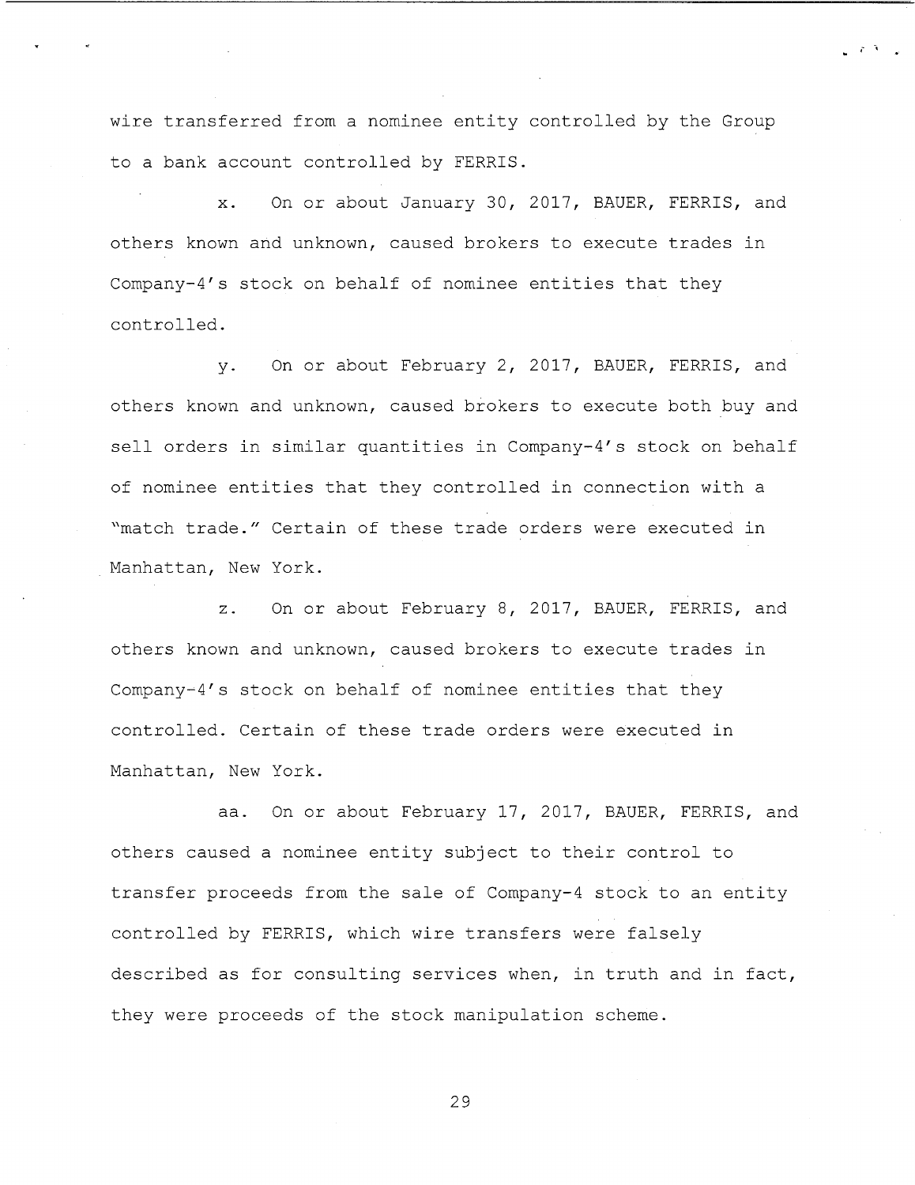wire transferred from a nominee entity controlled by the Group to a bank account controlled by FERRIS.

x. On or about January 30, 2017, BAUER, FERRIS, and others known and unknown, caused brokers to execute trades in Company-4's stock on behalf of nominee entities that they controlled.

y. On or about February 2, 2017, BAUER, FERRIS, and others known and unknown, caused brokers to execute both buy and sell orders in similar quantities in Company-4's stock on behalf of nominee entities that they controlled in connection with a "match trade." Certain of these trade orders were executed in Manhattan, New York.

z. On or about February 8, 2017, BAUER, FERRIS, and others known and unknown, caused brokers to execute trades in Company-4's stock on behalf of nominee entities that they controlled. Certain of these trade orders were executed in Manhattan, New York.

aa. On or about February 17, 2017, BAUER, FERRIS, and others caused a nominee entity subject to their control to transfer proceeds from the sale of Company-4 stock to an entity controlled by FERRIS, which wire transfers were falsely described as for consulting services when, in truth and in fact, they were proceeds of the stock manipulation scheme.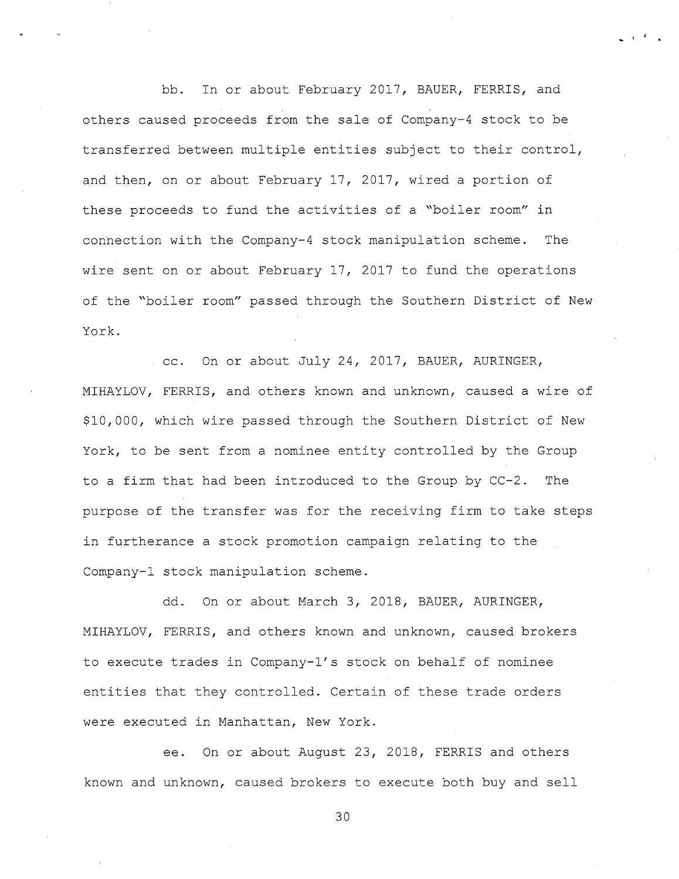bb. In or about February 2017, BAUER, FERRIS, and others caused proceeds from the sale of Company-4 stock to be transferred between multiple entities subject to their control, and then, on or about February 17, 2017, wired a portion of these proceeds to fund the activities of a "boiler room" in connection with the Company-4 stock manipulation scheme. The wire sent on or about February 17, 2017 to fund the operations of the "boiler room" passed through the Southern District of New York.

cc. On or about July 24, 2017, BAUER, AURINGER, MIHAYLOV, FERRIS, and others known and unknown, caused a wire of $10,000, which wire passed through the Southern District of New York, to be sent from a nominee entity controlled by the Group to a firm that had been introduced to the Group by CC-2. The purpose of the transfer was for the receiving firm to take steps in furtherance a stock promotion campaign relating to the Company-1 stock manipulation scheme.

dd. On or about March 3, 2018, BAUER, AURINGER, MIHAYLOV, FERRIS, and others known and unknown, caused brokers to execute trades in Company-1's stock on behalf of nominee entities that they controlled. Certain of these trade orders were executed in Manhattan, New York.

ee. On or about August 23, 2018, FERRIS and others known and unknown, caused brokers to execute both buy and sell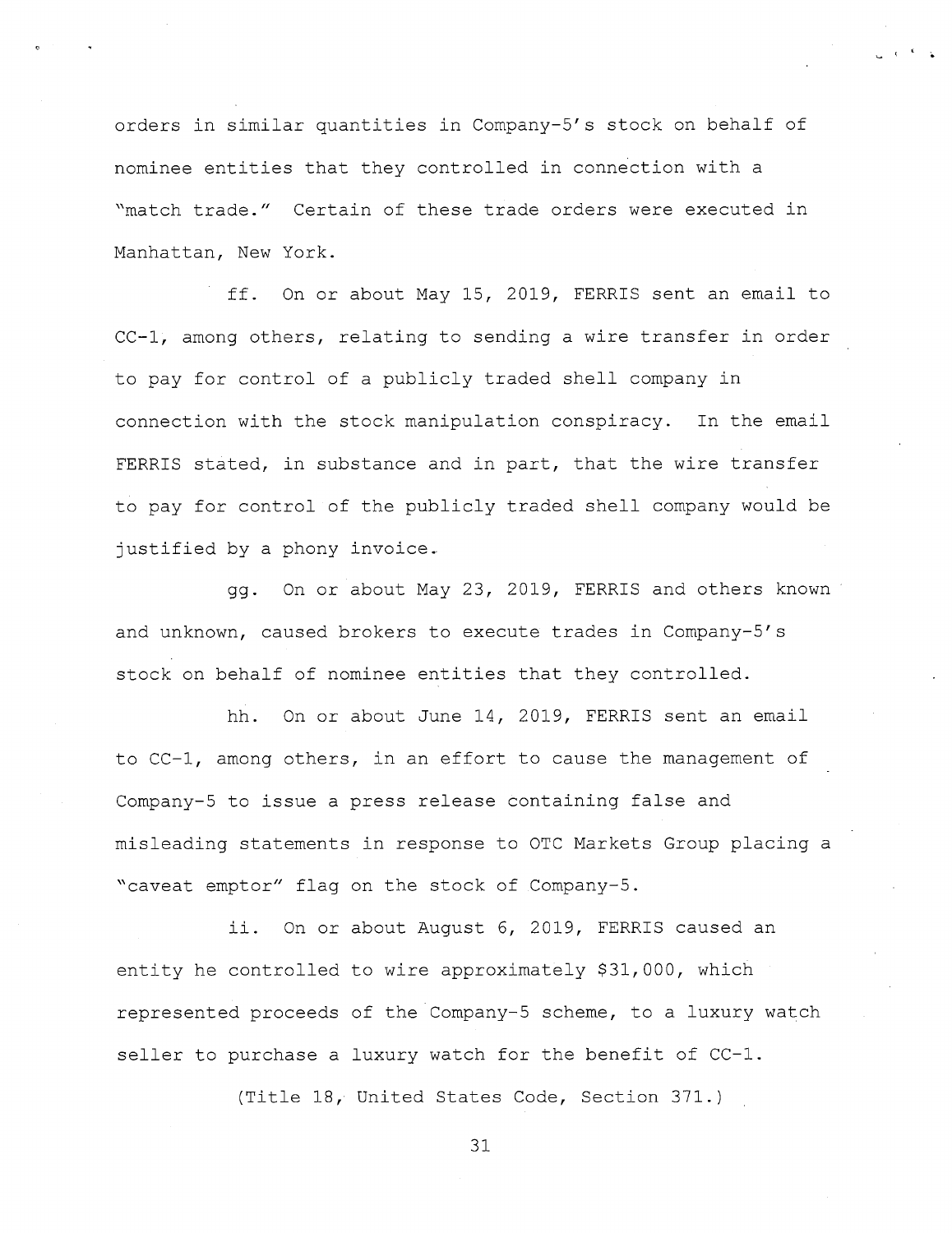orders in similar quantities in Company-5's stock on behalf of nominee entities that they controlled in connection with a "match trade." Certain of these trade orders were executed in Manhattan, New York.

ff. On or about May 15, 2019, FERRIS sent an email to CC-1, among others, relating to sending a wire transfer in order to pay for control of a publicly traded shell company in connection with the stock manipulation conspiracy. In the email FERRIS stated, in substance and in part, that the wire transfer to pay for control of the publicly traded shell company would be justified by a phony invoice.

gg. On or about May 23, 2019, FERRIS and others known and unknown, caused brokers to execute trades in Company-5's stock on behalf of nominee entities that they controlled.

hh. On or about June 14, 2019, FERRIS sent an email to CC-1, among others, in an effort to cause the management of Company-5 to issue a press release containing false and misleading statements in response to OTC Markets Group placing a "caveat emptor" flag on the stock of Company-5.

ii. On or about August 6, 2019, FERRIS caused an entity he controlled to wire approximately $31,000, which represented proceeds of the Company-5 scheme, to a luxury watch seller to purchase a luxury watch for the benefit of CC-1.

(Title 18, United States Code, Section 371.)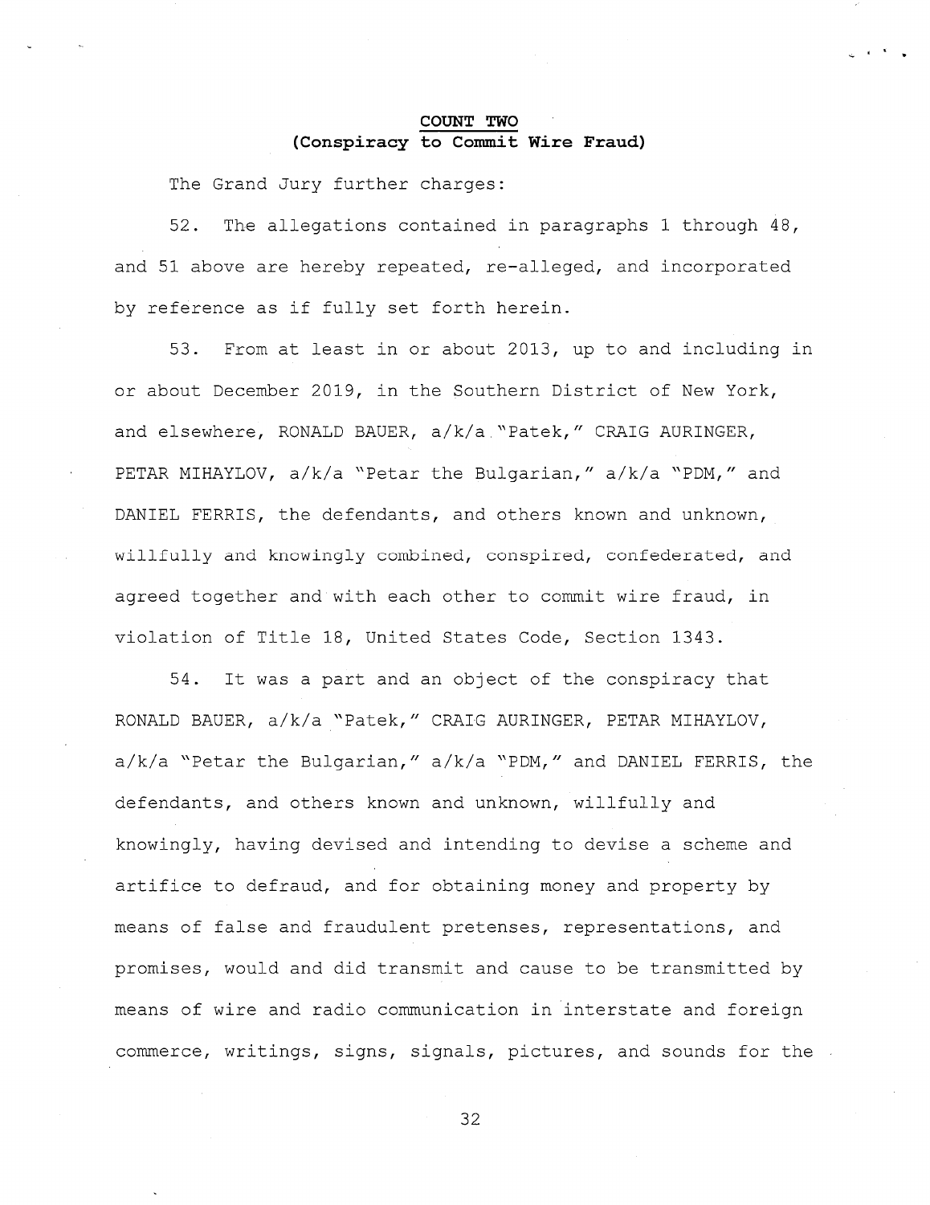**COUNT TWO**
**(Conspiracy to Commit Wire Fraud)**

The Grand Jury further charges:

52. The allegations contained in paragraphs 1 through 48, and 51 above are hereby repeated, re-alleged, and incorporated by reference as if fully set forth herein.

53. From at least in or about 2013, up to and including in or about December 2019, in the Southern District of New York, and elsewhere, RONALD BAUER, a/k/a "Patek," CRAIG AURINGER, PETAR MIHAYLOV, a/k/a "Petar the Bulgarian," a/k/a "PDM," and DANIEL FERRIS, the defendants, and others known and unknown, willfully and knowingly combined, conspired, confederated, and agreed together and with each other to commit wire fraud, in violation of Title 18, United States Code, Section 1343.

54. It was a part and an object of the conspiracy that RONALD BAUER, a/k/a "Patek," CRAIG AURINGER, PETAR MIHAYLOV, a/k/a "Petar the Bulgarian," a/k/a "PDM," and DANIEL FERRIS, the defendants, and others known and unknown, willfully and knowingly, having devised and intending to devise a scheme and artifice to defraud, and for obtaining money and property by means of false and fraudulent pretenses, representations, and promises, would and did transmit and cause to be transmitted by means of wire and radio communication in interstate and foreign commerce, writings, signs, signals, pictures, and sounds for the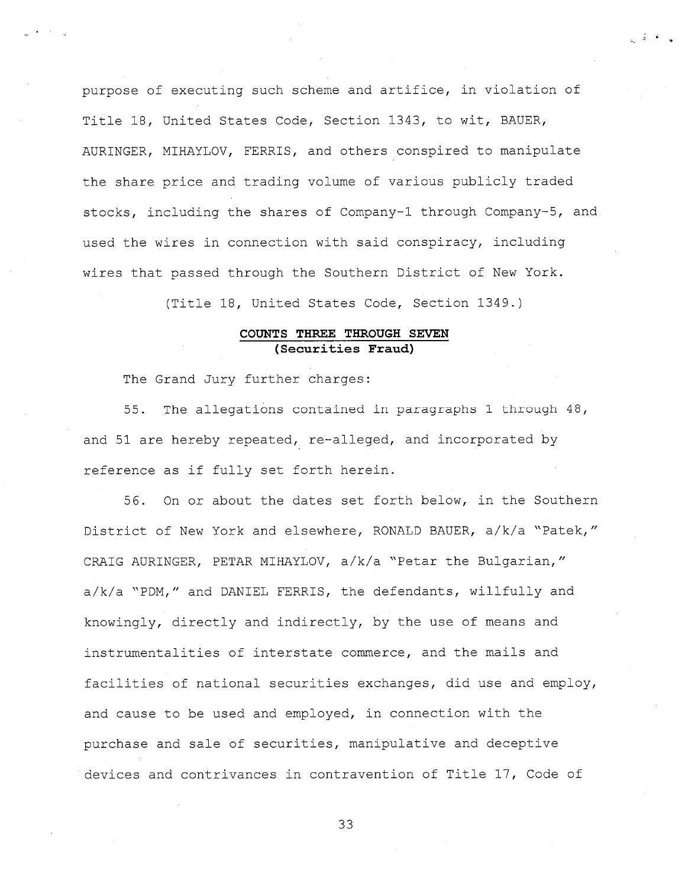purpose of executing such scheme and artifice, in violation of Title 18, United States Code, Section 1343, to wit, BAUER, AURINGER, MIHAYLOV, FERRIS, and others conspired to manipulate the share price and trading volume of various publicly traded stocks, including the shares of Company-1 through Company-5, and used the wires in connection with said conspiracy, including wires that passed through the Southern District of New York.

(Title 18, United States Code, Section 1349.)

**COUNTS THREE THROUGH SEVEN**
**(Securities Fraud)**

The Grand Jury further charges:

55. The allegations contained in paragraphs 1 through 48, and 51 are hereby repeated, re-alleged, and incorporated by reference as if fully set forth herein.

56. On or about the dates set forth below, in the Southern District of New York and elsewhere, RONALD BAUER, a/k/a "Patek," CRAIG AURINGER, PETAR MIHAYLOV, a/k/a "Petar the Bulgarian," a/k/a "PDM," and DANIEL FERRIS, the defendants, willfully and knowingly, directly and indirectly, by the use of means and instrumentalities of interstate commerce, and the mails and facilities of national securities exchanges, did use and employ, and cause to be used and employed, in connection with the purchase and sale of securities, manipulative and deceptive devices and contrivances in contravention of Title 17, Code of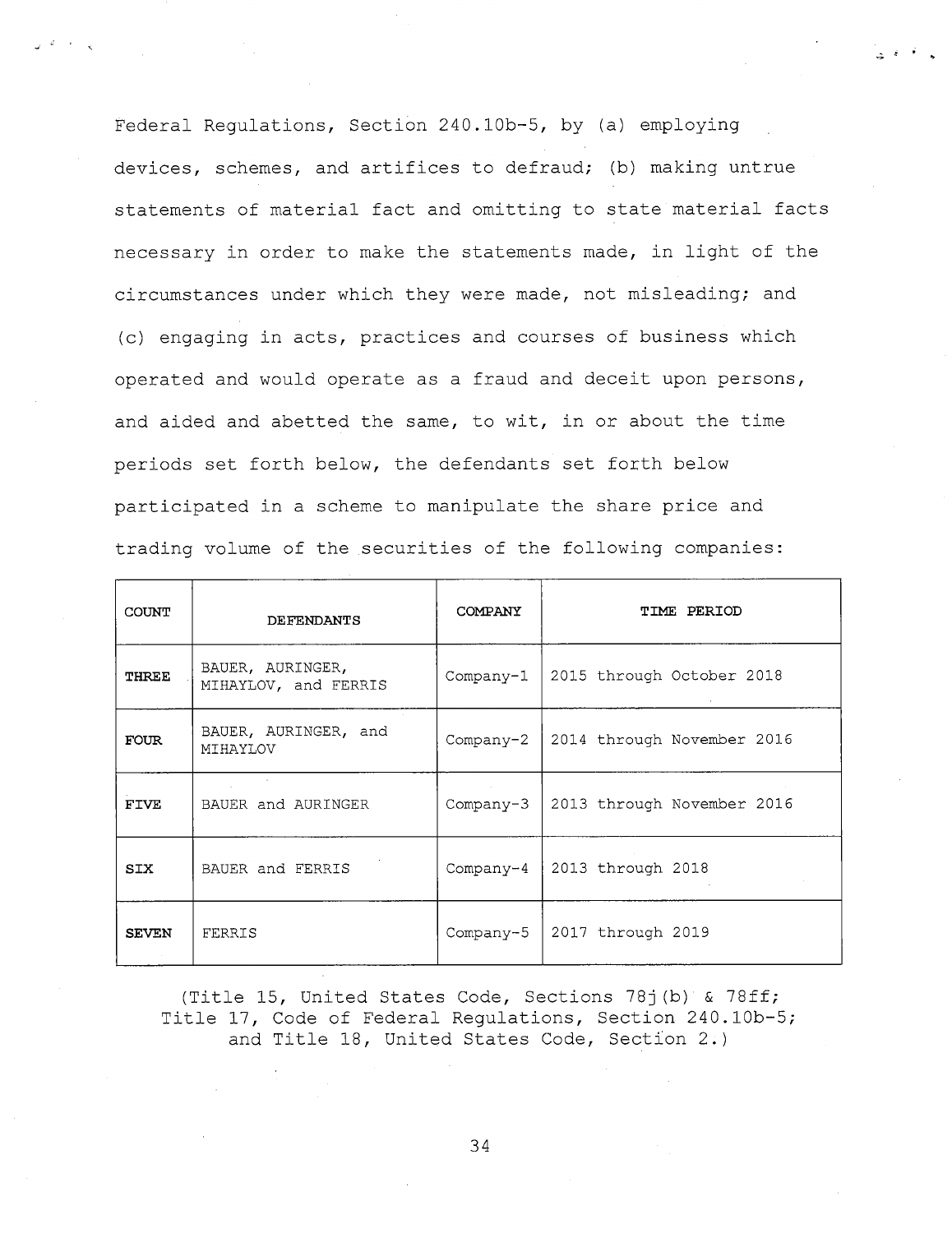Federal Regulations, Section 240.10b-5, by (a) employing devices, schemes, and artifices to defraud; (b) making untrue statements of material fact and omitting to state material facts necessary in order to make the statements made, in light of the circumstances under which they were made, not misleading; and (c) engaging in acts, practices and courses of business which operated and would operate as a fraud and deceit upon persons, and aided and abetted the same, to wit, in or about the time periods set forth below, the defendants set forth below participated in a scheme to manipulate the share price and trading volume of the securities of the following companies:

| COUNT | DEFENDANTS | COMPANY | TIME PERIOD |
|---|---|---|---|
| **THREE** | BAUER, AURINGER, MIHAYLOV, and FERRIS | Company-1 | 2015 through October 2018 |
| **FOUR** | BAUER, AURINGER, and MIHAYLOV | Company-2 | 2014 through November 2016 |
| **FIVE** | BAUER and AURINGER | Company-3 | 2013 through November 2016 |
| **SIX** | BAUER and FERRIS | Company-4 | 2013 through 2018 |
| **SEVEN** | FERRIS | Company-5 | 2017 through 2019 |

(Title 15, United States Code, Sections 78j(b) & 78ff; Title 17, Code of Federal Regulations, Section 240.10b-5; and Title 18, United States Code, Section 2.)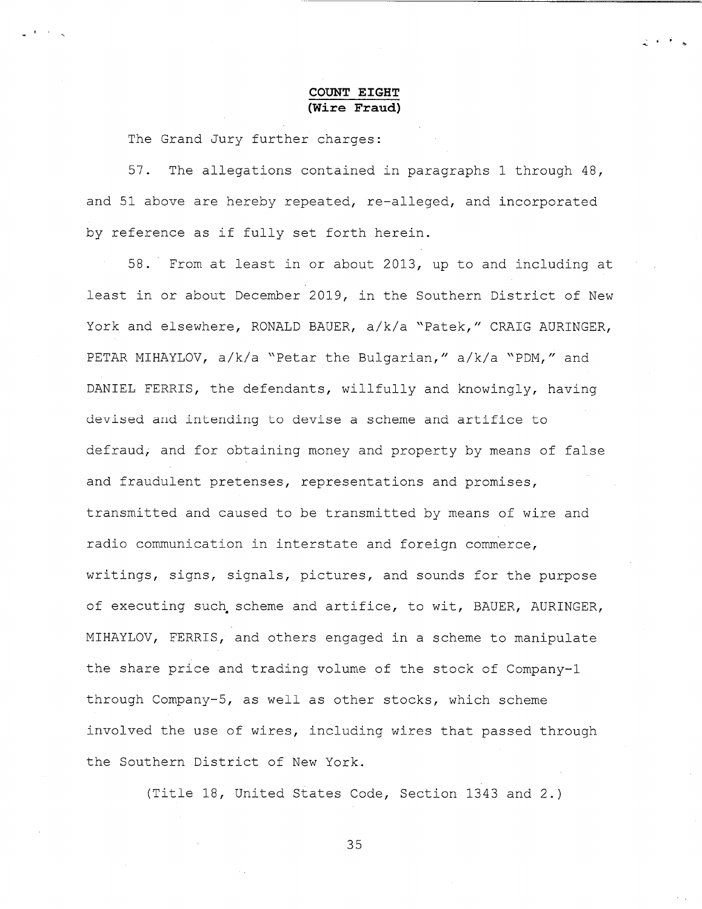**COUNT EIGHT**
**(Wire Fraud)**

The Grand Jury further charges:

57. The allegations contained in paragraphs 1 through 48, and 51 above are hereby repeated, re-alleged, and incorporated by reference as if fully set forth herein.

58. From at least in or about 2013, up to and including at least in or about December 2019, in the Southern District of New York and elsewhere, RONALD BAUER, a/k/a "Patek," CRAIG AURINGER, PETAR MIHAYLOV, a/k/a "Petar the Bulgarian," a/k/a "PDM," and DANIEL FERRIS, the defendants, willfully and knowingly, having devised and intending to devise a scheme and artifice to defraud, and for obtaining money and property by means of false and fraudulent pretenses, representations and promises, transmitted and caused to be transmitted by means of wire and radio communication in interstate and foreign commerce, writings, signs, signals, pictures, and sounds for the purpose of executing such scheme and artifice, to wit, BAUER, AURINGER, MIHAYLOV, FERRIS, and others engaged in a scheme to manipulate the share price and trading volume of the stock of Company-1 through Company-5, as well as other stocks, which scheme involved the use of wires, including wires that passed through the Southern District of New York.

(Title 18, United States Code, Section 1343 and 2.)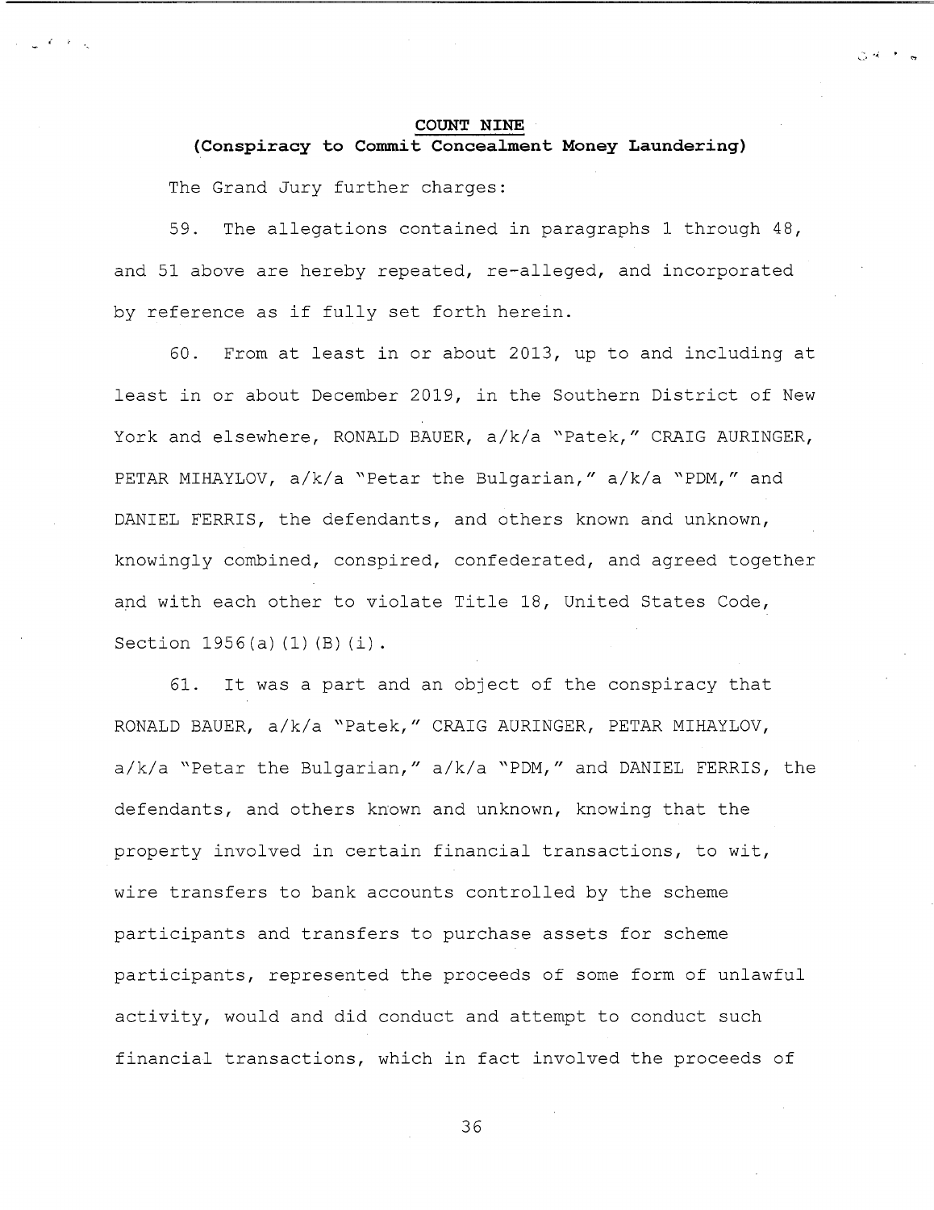**COUNT NINE**

**(Conspiracy to Commit Concealment Money Laundering)**

The Grand Jury further charges:

59. The allegations contained in paragraphs 1 through 48, and 51 above are hereby repeated, re-alleged, and incorporated by reference as if fully set forth herein.

60. From at least in or about 2013, up to and including at least in or about December 2019, in the Southern District of New York and elsewhere, RONALD BAUER, a/k/a "Patek," CRAIG AURINGER, PETAR MIHAYLOV, a/k/a "Petar the Bulgarian," a/k/a "PDM," and DANIEL FERRIS, the defendants, and others known and unknown, knowingly combined, conspired, confederated, and agreed together and with each other to violate Title 18, United States Code, Section 1956(a)(1)(B)(i).

61. It was a part and an object of the conspiracy that RONALD BAUER, a/k/a "Patek," CRAIG AURINGER, PETAR MIHAYLOV, a/k/a "Petar the Bulgarian," a/k/a "PDM," and DANIEL FERRIS, the defendants, and others known and unknown, knowing that the property involved in certain financial transactions, to wit, wire transfers to bank accounts controlled by the scheme participants and transfers to purchase assets for scheme participants, represented the proceeds of some form of unlawful activity, would and did conduct and attempt to conduct such financial transactions, which in fact involved the proceeds of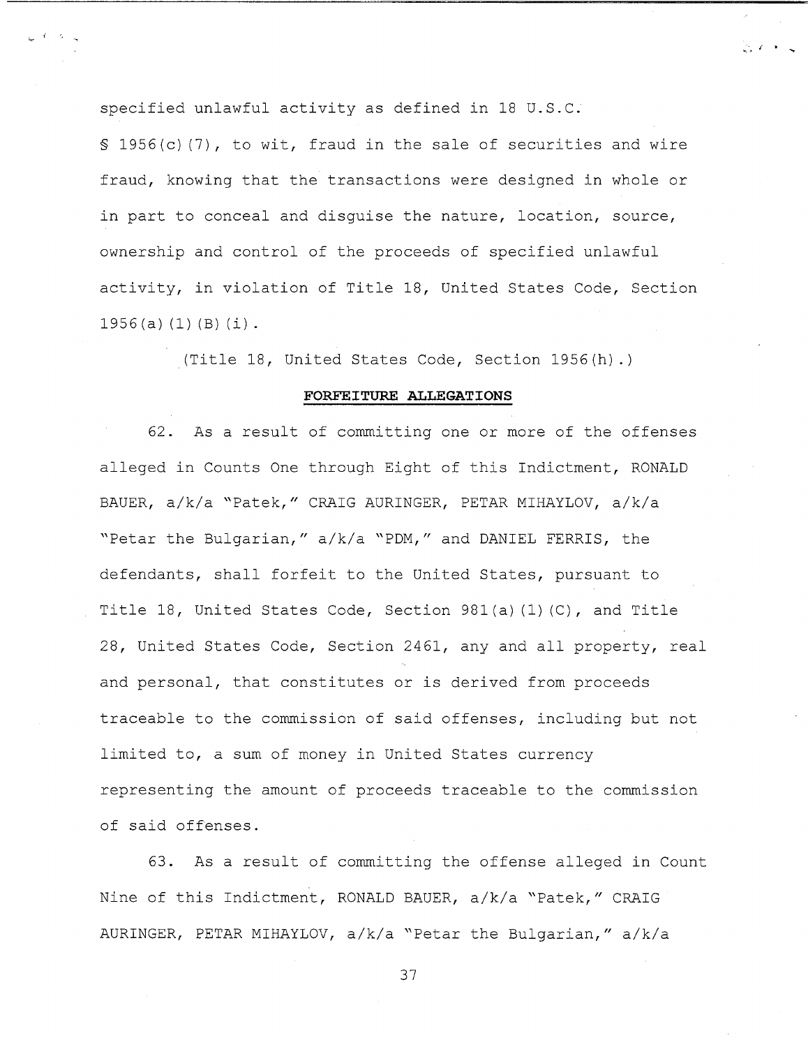specified unlawful activity as defined in 18 U.S.C. § 1956(c)(7), to wit, fraud in the sale of securities and wire fraud, knowing that the transactions were designed in whole or in part to conceal and disguise the nature, location, source, ownership and control of the proceeds of specified unlawful activity, in violation of Title 18, United States Code, Section 1956(a)(1)(B)(i).

(Title 18, United States Code, Section 1956(h).)

**FORFEITURE ALLEGATIONS**

62. As a result of committing one or more of the offenses alleged in Counts One through Eight of this Indictment, RONALD BAUER, a/k/a "Patek," CRAIG AURINGER, PETAR MIHAYLOV, a/k/a "Petar the Bulgarian," a/k/a "PDM," and DANIEL FERRIS, the defendants, shall forfeit to the United States, pursuant to Title 18, United States Code, Section 981(a)(1)(C), and Title 28, United States Code, Section 2461, any and all property, real and personal, that constitutes or is derived from proceeds traceable to the commission of said offenses, including but not limited to, a sum of money in United States currency representing the amount of proceeds traceable to the commission of said offenses.

63. As a result of committing the offense alleged in Count Nine of this Indictment, RONALD BAUER, a/k/a "Patek," CRAIG AURINGER, PETAR MIHAYLOV, a/k/a "Petar the Bulgarian," a/k/a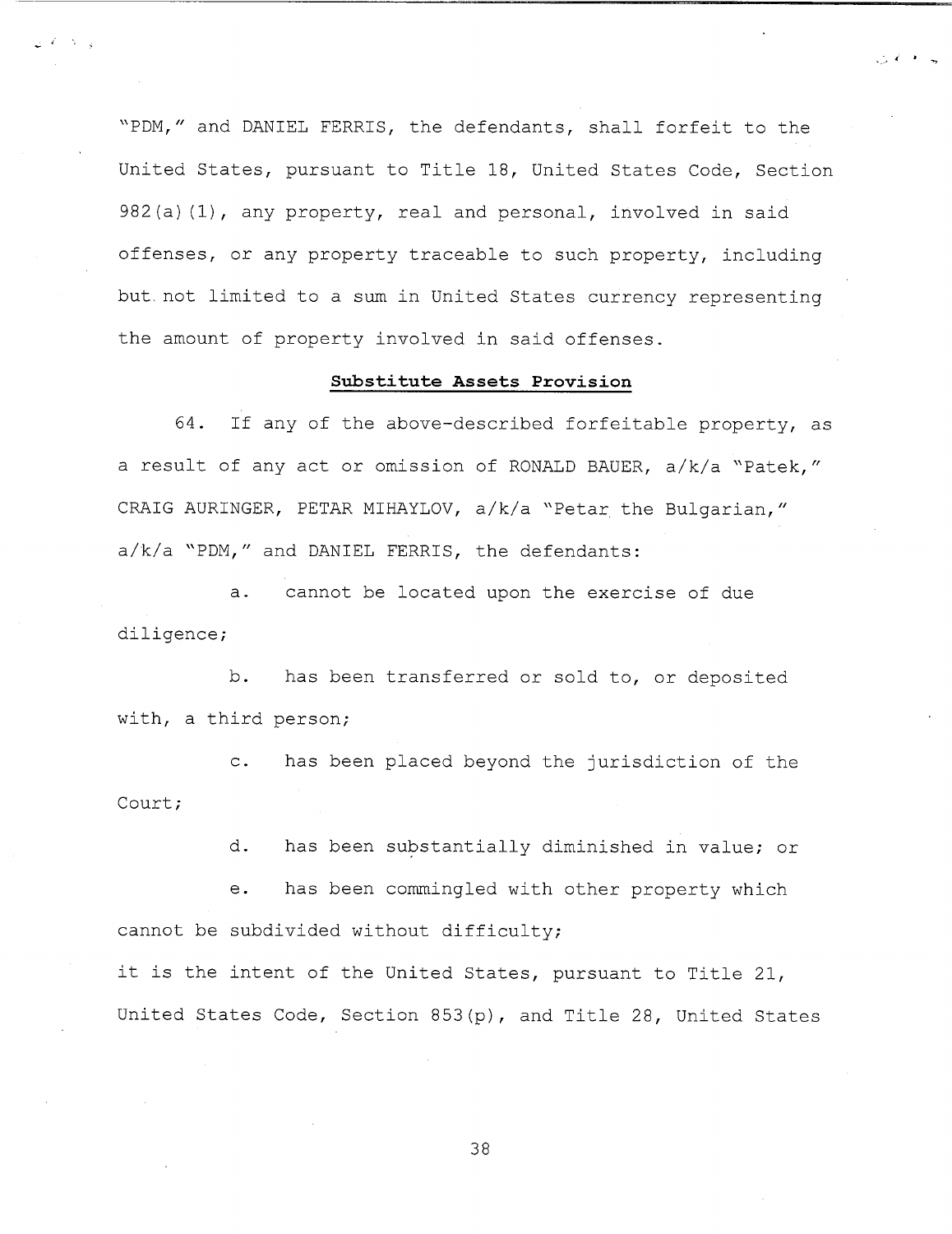"PDM," and DANIEL FERRIS, the defendants, shall forfeit to the United States, pursuant to Title 18, United States Code, Section 982(a)(1), any property, real and personal, involved in said offenses, or any property traceable to such property, including but not limited to a sum in United States currency representing the amount of property involved in said offenses.

**Substitute Assets Provision**

64. If any of the above-described forfeitable property, as a result of any act or omission of RONALD BAUER, a/k/a "Patek," CRAIG AURINGER, PETAR MIHAYLOV, a/k/a "Petar the Bulgarian," a/k/a "PDM," and DANIEL FERRIS, the defendants:

a. cannot be located upon the exercise of due diligence;

b. has been transferred or sold to, or deposited with, a third person;

c. has been placed beyond the jurisdiction of the Court;

d. has been substantially diminished in value; or

e. has been commingled with other property which cannot be subdivided without difficulty;

it is the intent of the United States, pursuant to Title 21, United States Code, Section 853(p), and Title 28, United States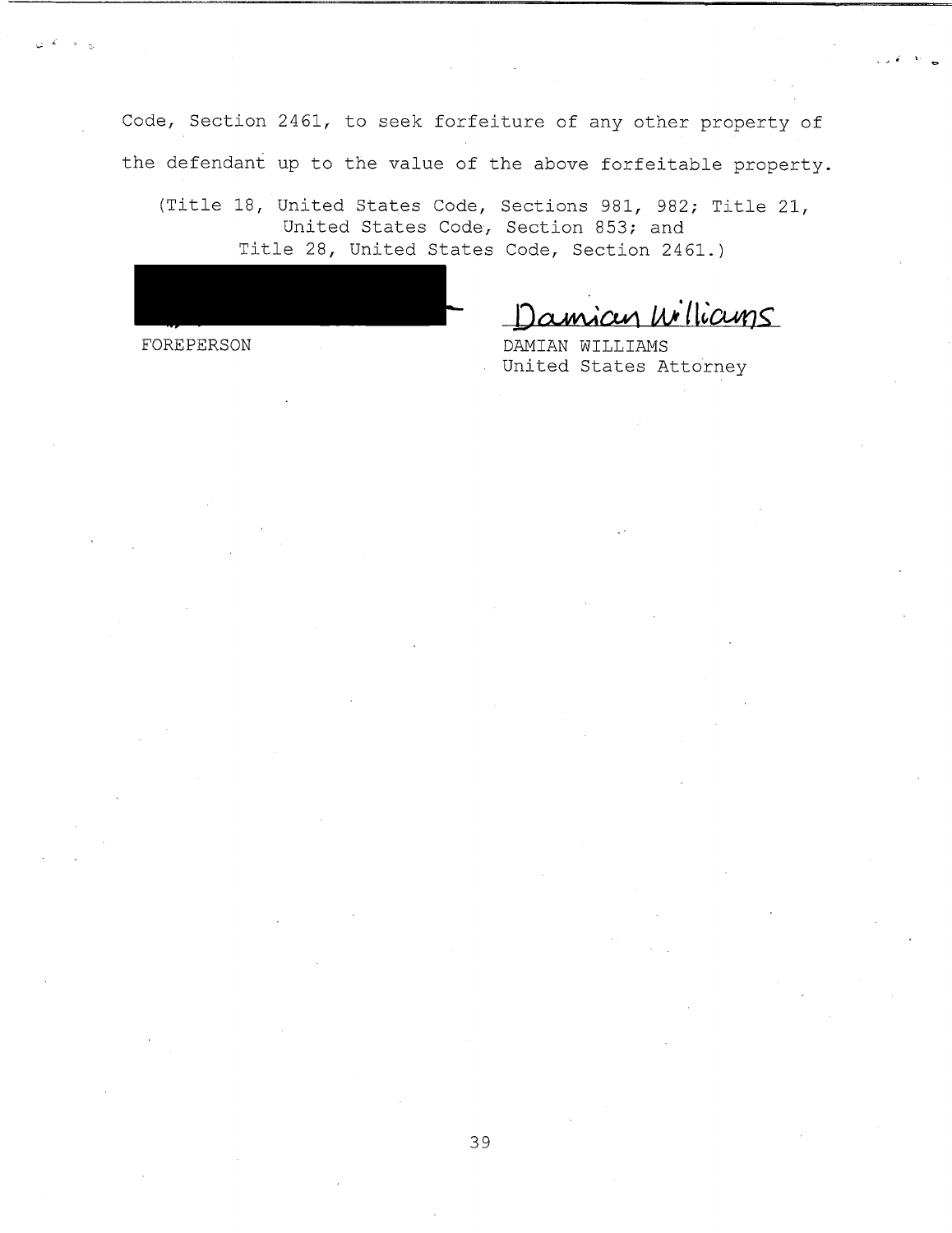Code, Section 2461, to seek forfeiture of any other property of the defendant up to the value of the above forfeitable property.

(Title 18, United States Code, Sections 981, 982; Title 21, United States Code, Section 853; and Title 28, United States Code, Section 2461.)

| [REDACTED] | Damian Williams |
|---|---|
| FOREPERSON | DAMIAN WILLIAMS<br>United States Attorney |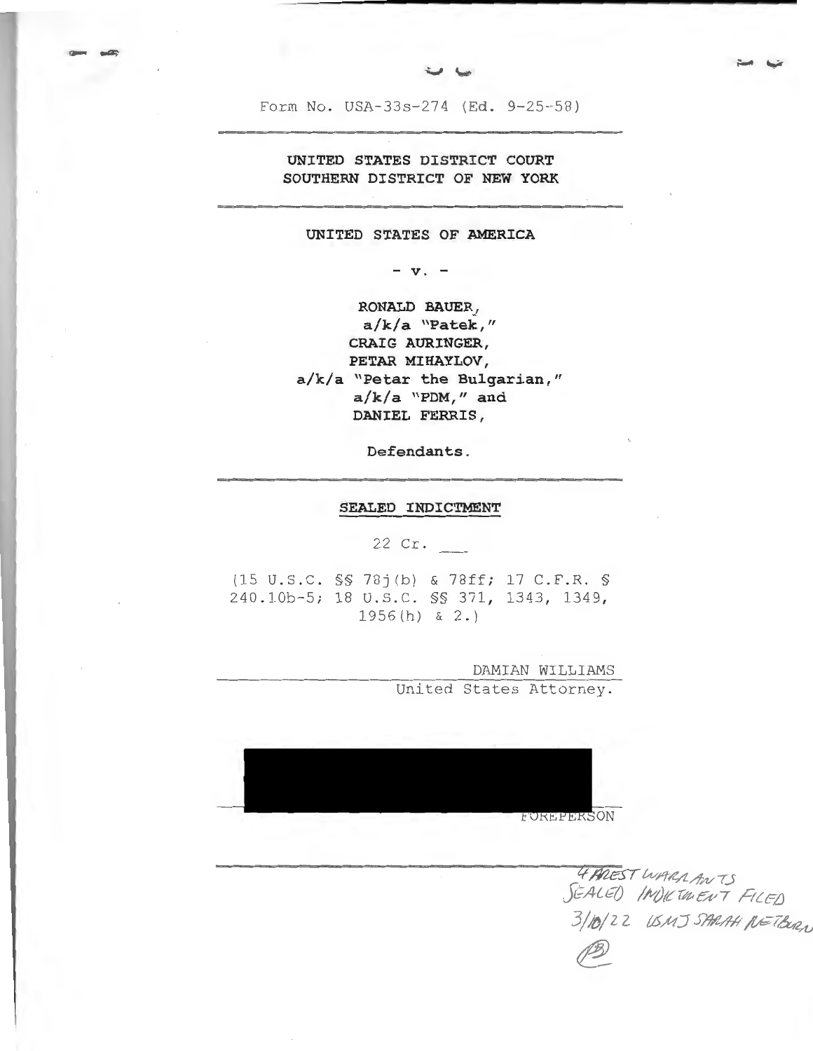Form No. USA-33s-274 (Ed. 9-25-58)

---

UNITED STATES DISTRICT COURT
SOUTHERN DISTRICT OF NEW YORK

---

**UNITED STATES OF AMERICA**

**- v. -**

**RONALD BAUER,**
**a/k/a "Patek,"**
**CRAIG AURINGER,**
**PETAR MIHAYLOV,**
**a/k/a "Petar the Bulgarian,"**
**a/k/a "PDM," and**
**DANIEL FERRIS,**

**Defendants.**

---

**SEALED INDICTMENT**

22 Cr. ___

(15 U.S.C. §§ 78j(b) & 78ff; 17 C.F.R. § 240.10b-5; 18 U.S.C. §§ 371, 1343, 1349, 1956(h) & 2.)

DAMIAN WILLIAMS
United States Attorney.

FOREPERSON

---

4 ARREST WARRANTS
SEALED INDICTMENT FILED
3/10/22 USMJ SARAH NETBURN